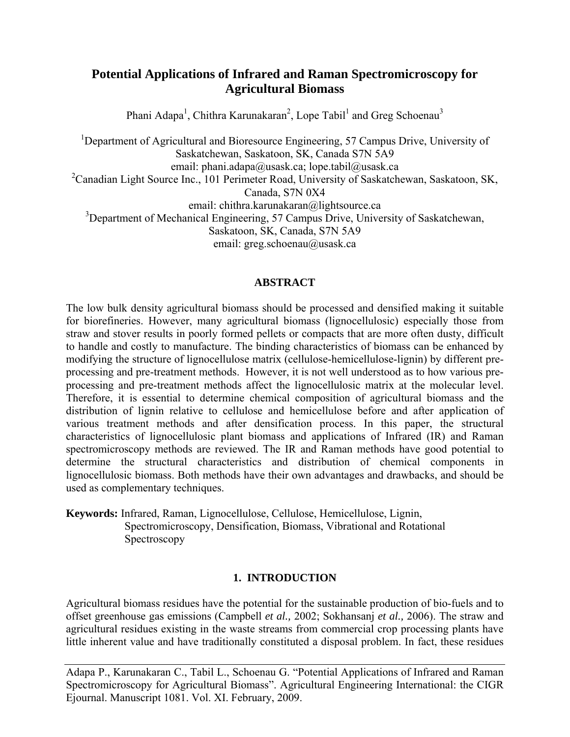# Potential Applications of Infrared and Raman Spectromicroscopy for Agricultural Biomass

Phani Adapa[1], Chithra Karunakaran[2], Lope Tabil[1] and Greg Schoenau[3]

[1]Department of Agricultural and Bioresource Engineering, 57 Campus Drive, University of Saskatchewan, Saskatoon, SK, Canada S7N 5A9
email: phani.adapa@usask.ca; lope.tabil@usask.ca
[2]Canadian Light Source Inc., 101 Perimeter Road, University of Saskatchewan, Saskatoon, SK, Canada, S7N 0X4
email: chithra.karunakaran@lightsource.ca
[3]Department of Mechanical Engineering, 57 Campus Drive, University of Saskatchewan, Saskatoon, SK, Canada, S7N 5A9
email: greg.schoenau@usask.ca

## ABSTRACT

The low bulk density agricultural biomass should be processed and densified making it suitable for biorefineries. However, many agricultural biomass (lignocellulosic) especially those from straw and stover results in poorly formed pellets or compacts that are more often dusty, difficult to handle and costly to manufacture. The binding characteristics of biomass can be enhanced by modifying the structure of lignocellulose matrix (cellulose-hemicellulose-lignin) by different pre-processing and pre-treatment methods. However, it is not well understood as to how various pre-processing and pre-treatment methods affect the lignocellulosic matrix at the molecular level. Therefore, it is essential to determine chemical composition of agricultural biomass and the distribution of lignin relative to cellulose and hemicellulose before and after application of various treatment methods and after densification process. In this paper, the structural characteristics of lignocellulosic plant biomass and applications of Infrared (IR) and Raman spectromicroscopy methods are reviewed. The IR and Raman methods have good potential to determine the structural characteristics and distribution of chemical components in lignocellulosic biomass. Both methods have their own advantages and drawbacks, and should be used as complementary techniques.

**Keywords:** Infrared, Raman, Lignocellulose, Cellulose, Hemicellulose, Lignin, Spectromicroscopy, Densification, Biomass, Vibrational and Rotational Spectroscopy

## 1. INTRODUCTION

Agricultural biomass residues have the potential for the sustainable production of bio-fuels and to offset greenhouse gas emissions (Campbell *et al.,* 2002; Sokhansanj *et al.,* 2006). The straw and agricultural residues existing in the waste streams from commercial crop processing plants have little inherent value and have traditionally constituted a disposal problem. In fact, these residues

Adapa P., Karunakaran C., Tabil L., Schoenau G. "Potential Applications of Infrared and Raman Spectromicroscopy for Agricultural Biomass". Agricultural Engineering International: the CIGR Ejournal. Manuscript 1081. Vol. XI. February, 2009.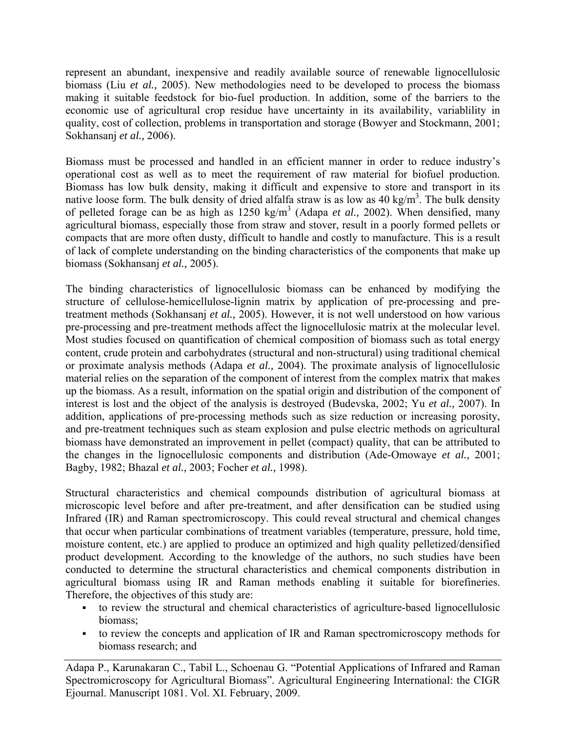represent an abundant, inexpensive and readily available source of renewable lignocellulosic biomass (Liu *et al.,* 2005). New methodologies need to be developed to process the biomass making it suitable feedstock for bio-fuel production. In addition, some of the barriers to the economic use of agricultural crop residue have uncertainty in its availability, variablility in quality, cost of collection, problems in transportation and storage (Bowyer and Stockmann, 2001; Sokhansanj *et al.,* 2006).

Biomass must be processed and handled in an efficient manner in order to reduce industry's operational cost as well as to meet the requirement of raw material for biofuel production. Biomass has low bulk density, making it difficult and expensive to store and transport in its native loose form. The bulk density of dried alfalfa straw is as low as 40 $kg/m^3$. The bulk density of pelleted forage can be as high as 1250 $kg/m^3$ (Adapa *et al.,* 2002). When densified, many agricultural biomass, especially those from straw and stover, result in a poorly formed pellets or compacts that are more often dusty, difficult to handle and costly to manufacture. This is a result of lack of complete understanding on the binding characteristics of the components that make up biomass (Sokhansanj *et al.,* 2005).

The binding characteristics of lignocellulosic biomass can be enhanced by modifying the structure of cellulose-hemicellulose-lignin matrix by application of pre-processing and pre-treatment methods (Sokhansanj *et al.,* 2005). However, it is not well understood on how various pre-processing and pre-treatment methods affect the lignocellulosic matrix at the molecular level. Most studies focused on quantification of chemical composition of biomass such as total energy content, crude protein and carbohydrates (structural and non-structural) using traditional chemical or proximate analysis methods (Adapa *et al.,* 2004). The proximate analysis of lignocellulosic material relies on the separation of the component of interest from the complex matrix that makes up the biomass. As a result, information on the spatial origin and distribution of the component of interest is lost and the object of the analysis is destroyed (Budevska, 2002; Yu *et al.,* 2007). In addition, applications of pre-processing methods such as size reduction or increasing porosity, and pre-treatment techniques such as steam explosion and pulse electric methods on agricultural biomass have demonstrated an improvement in pellet (compact) quality, that can be attributed to the changes in the lignocellulosic components and distribution (Ade-Omowaye *et al.,* 2001; Bagby, 1982; Bhazal *et al.,* 2003; Focher *et al.,* 1998).

Structural characteristics and chemical compounds distribution of agricultural biomass at microscopic level before and after pre-treatment, and after densification can be studied using Infrared (IR) and Raman spectromicroscopy. This could reveal structural and chemical changes that occur when particular combinations of treatment variables (temperature, pressure, hold time, moisture content, etc.) are applied to produce an optimized and high quality pelletized/densified product development. According to the knowledge of the authors, no such studies have been conducted to determine the structural characteristics and chemical components distribution in agricultural biomass using IR and Raman methods enabling it suitable for biorefineries. Therefore, the objectives of this study are:

- to review the structural and chemical characteristics of agriculture-based lignocellulosic biomass;
- to review the concepts and application of IR and Raman spectromicroscopy methods for biomass research; and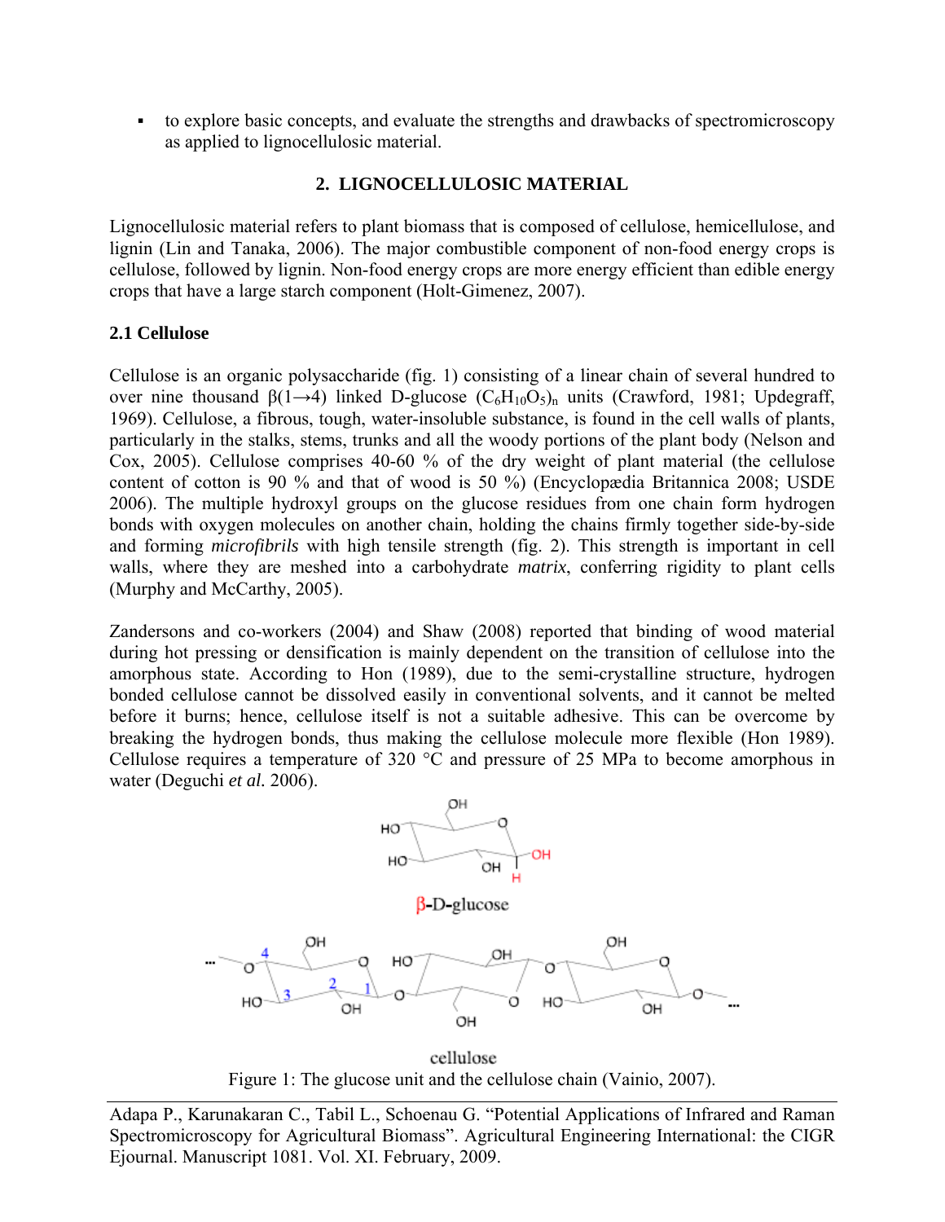- to explore basic concepts, and evaluate the strengths and drawbacks of spectromicroscopy as applied to lignocellulosic material.

## 2. LIGNOCELLULOSIC MATERIAL

Lignocellulosic material refers to plant biomass that is composed of cellulose, hemicellulose, and lignin (Lin and Tanaka, 2006). The major combustible component of non-food energy crops is cellulose, followed by lignin. Non-food energy crops are more energy efficient than edible energy crops that have a large starch component (Holt-Gimenez, 2007).

### 2.1 Cellulose

Cellulose is an organic polysaccharide (fig. 1) consisting of a linear chain of several hundred to over nine thousand β(1→4) linked D-glucose $(C_6H_{10}O_5)_n$ units (Crawford, 1981; Updegraff, 1969). Cellulose, a fibrous, tough, water-insoluble substance, is found in the cell walls of plants, particularly in the stalks, stems, trunks and all the woody portions of the plant body (Nelson and Cox, 2005). Cellulose comprises 40-60 % of the dry weight of plant material (the cellulose content of cotton is 90 % and that of wood is 50 %) (Encyclopædia Britannica 2008; USDE 2006). The multiple hydroxyl groups on the glucose residues from one chain form hydrogen bonds with oxygen molecules on another chain, holding the chains firmly together side-by-side and forming *microfibrils* with high tensile strength (fig. 2). This strength is important in cell walls, where they are meshed into a carbohydrate *matrix*, conferring rigidity to plant cells (Murphy and McCarthy, 2005).

Zandersons and co-workers (2004) and Shaw (2008) reported that binding of wood material during hot pressing or densification is mainly dependent on the transition of cellulose into the amorphous state. According to Hon (1989), due to the semi-crystalline structure, hydrogen bonded cellulose cannot be dissolved easily in conventional solvents, and it cannot be melted before it burns; hence, cellulose itself is not a suitable adhesive. This can be overcome by breaking the hydrogen bonds, thus making the cellulose molecule more flexible (Hon 1989). Cellulose requires a temperature of 320 °C and pressure of 25 MPa to become amorphous in water (Deguchi *et al.* 2006).

Figure 1: The glucose unit and the cellulose chain (Vainio, 2007).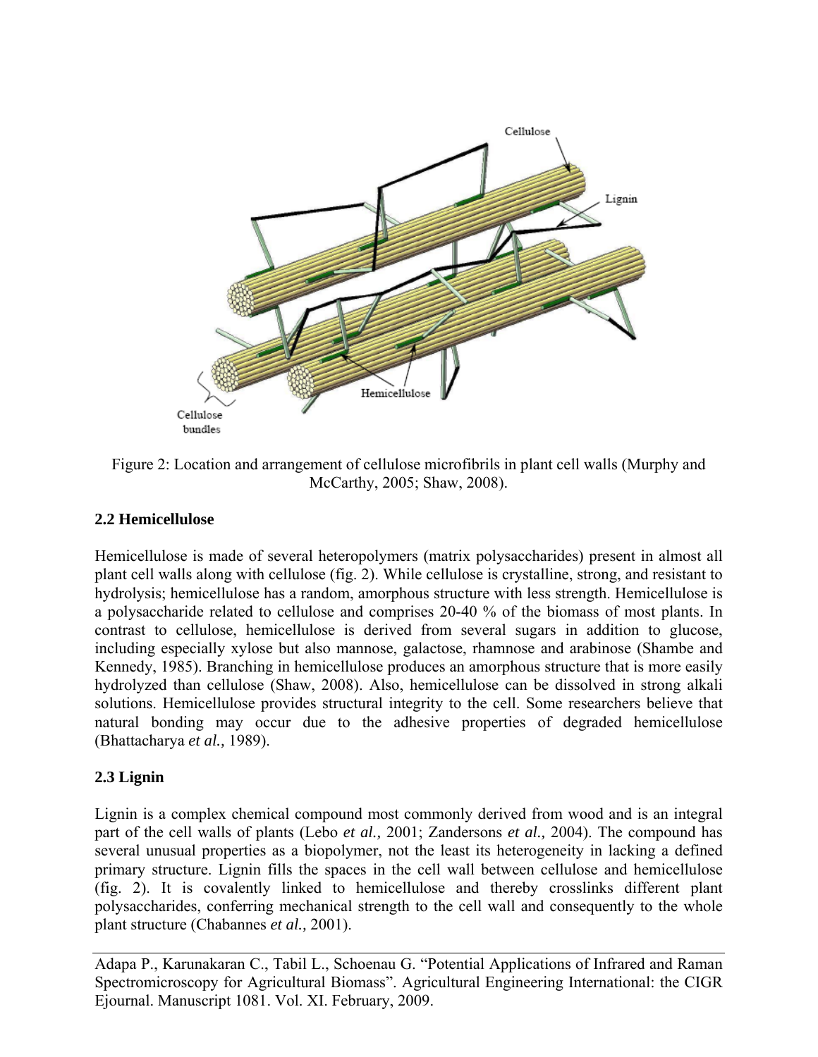Figure 2: Location and arrangement of cellulose microfibrils in plant cell walls (Murphy and McCarthy, 2005; Shaw, 2008).

## 2.2 Hemicellulose

Hemicellulose is made of several heteropolymers (matrix polysaccharides) present in almost all plant cell walls along with cellulose (fig. 2). While cellulose is crystalline, strong, and resistant to hydrolysis; hemicellulose has a random, amorphous structure with less strength. Hemicellulose is a polysaccharide related to cellulose and comprises 20-40 % of the biomass of most plants. In contrast to cellulose, hemicellulose is derived from several sugars in addition to glucose, including especially xylose but also mannose, galactose, rhamnose and arabinose (Shambe and Kennedy, 1985). Branching in hemicellulose produces an amorphous structure that is more easily hydrolyzed than cellulose (Shaw, 2008). Also, hemicellulose can be dissolved in strong alkali solutions. Hemicellulose provides structural integrity to the cell. Some researchers believe that natural bonding may occur due to the adhesive properties of degraded hemicellulose (Bhattacharya *et al.,* 1989).

## 2.3 Lignin

Lignin is a complex chemical compound most commonly derived from wood and is an integral part of the cell walls of plants (Lebo *et al.,* 2001; Zandersons *et al.,* 2004). The compound has several unusual properties as a biopolymer, not the least its heterogeneity in lacking a defined primary structure. Lignin fills the spaces in the cell wall between cellulose and hemicellulose (fig. 2). It is covalently linked to hemicellulose and thereby crosslinks different plant polysaccharides, conferring mechanical strength to the cell wall and consequently to the whole plant structure (Chabannes *et al.,* 2001).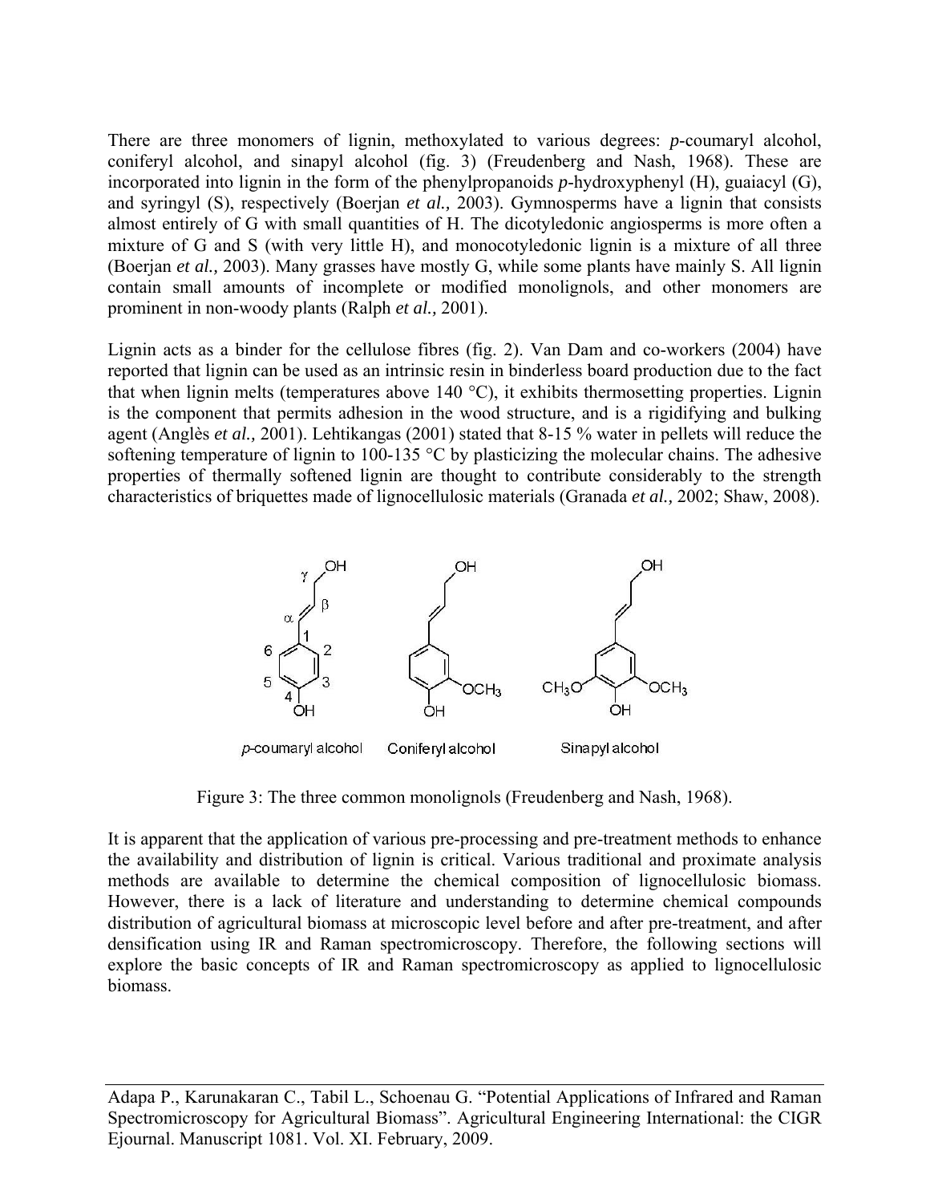There are three monomers of lignin, methoxylated to various degrees: *p*-coumaryl alcohol, coniferyl alcohol, and sinapyl alcohol (fig. 3) (Freudenberg and Nash, 1968). These are incorporated into lignin in the form of the phenylpropanoids *p*-hydroxyphenyl (H), guaiacyl (G), and syringyl (S), respectively (Boerjan *et al.,* 2003). Gymnosperms have a lignin that consists almost entirely of G with small quantities of H. The dicotyledonic angiosperms is more often a mixture of G and S (with very little H), and monocotyledonic lignin is a mixture of all three (Boerjan *et al.,* 2003). Many grasses have mostly G, while some plants have mainly S. All lignin contain small amounts of incomplete or modified monolignols, and other monomers are prominent in non-woody plants (Ralph *et al.,* 2001).

Lignin acts as a binder for the cellulose fibres (fig. 2). Van Dam and co-workers (2004) have reported that lignin can be used as an intrinsic resin in binderless board production due to the fact that when lignin melts (temperatures above 140 °C), it exhibits thermosetting properties. Lignin is the component that permits adhesion in the wood structure, and is a rigidifying and bulking agent (Anglès *et al.,* 2001). Lehtikangas (2001) stated that 8-15 % water in pellets will reduce the softening temperature of lignin to 100-135 °C by plasticizing the molecular chains. The adhesive properties of thermally softened lignin are thought to contribute considerably to the strength characteristics of briquettes made of lignocellulosic materials (Granada *et al.,* 2002; Shaw, 2008).

Figure 3: The three common monolignols (Freudenberg and Nash, 1968).

It is apparent that the application of various pre-processing and pre-treatment methods to enhance the availability and distribution of lignin is critical. Various traditional and proximate analysis methods are available to determine the chemical composition of lignocellulosic biomass. However, there is a lack of literature and understanding to determine chemical compounds distribution of agricultural biomass at microscopic level before and after pre-treatment, and after densification using IR and Raman spectromicroscopy. Therefore, the following sections will explore the basic concepts of IR and Raman spectromicroscopy as applied to lignocellulosic biomass.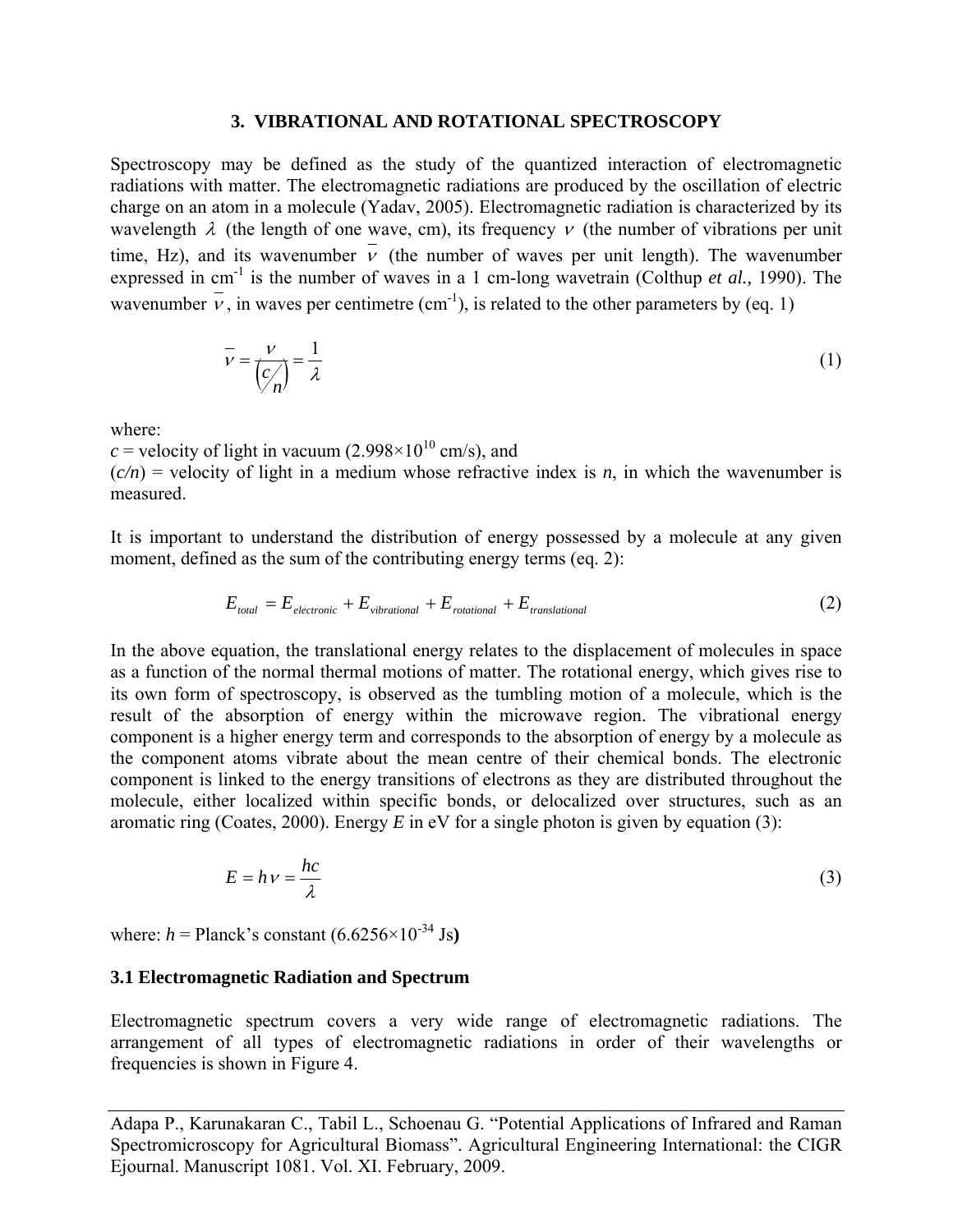## 3. VIBRATIONAL AND ROTATIONAL SPECTROSCOPY

Spectroscopy may be defined as the study of the quantized interaction of electromagnetic radiations with matter. The electromagnetic radiations are produced by the oscillation of electric charge on an atom in a molecule (Yadav, 2005). Electromagnetic radiation is characterized by its wavelength $\lambda$ (the length of one wave, cm), its frequency $\nu$ (the number of vibrations per unit time, Hz), and its wavenumber $\bar{\nu}$ (the number of waves per unit length). The wavenumber expressed in $cm^{-1}$ is the number of waves in a 1 cm-long wavetrain (Colthup *et al.,* 1990). The wavenumber $\bar{\nu}$, in waves per centimetre ($cm^{-1}$), is related to the other parameters by (eq. 1)

$$\bar{\nu} = \frac{\nu}{\left( c/n \right)} = \frac{1}{\lambda} \tag{1}$$

where:
$c$ = velocity of light in vacuum ($2.998 \times 10^{10}$ cm/s), and
($c/n$) = velocity of light in a medium whose refractive index is $n$, in which the wavenumber is measured.

It is important to understand the distribution of energy possessed by a molecule at any given moment, defined as the sum of the contributing energy terms (eq. 2):

$$E_{total} = E_{electronic} + E_{vibrational} + E_{rotational} + E_{translational} \tag{2}$$

In the above equation, the translational energy relates to the displacement of molecules in space as a function of the normal thermal motions of matter. The rotational energy, which gives rise to its own form of spectroscopy, is observed as the tumbling motion of a molecule, which is the result of the absorption of energy within the microwave region. The vibrational energy component is a higher energy term and corresponds to the absorption of energy by a molecule as the component atoms vibrate about the mean centre of their chemical bonds. The electronic component is linked to the energy transitions of electrons as they are distributed throughout the molecule, either localized within specific bonds, or delocalized over structures, such as an aromatic ring (Coates, 2000). Energy $E$ in eV for a single photon is given by equation (3):

$$E = h\nu = \frac{hc}{\lambda} \tag{3}$$

where: $h$ = Planck's constant ($6.6256 \times 10^{-34}$ Js**)**

### 3.1 Electromagnetic Radiation and Spectrum

Electromagnetic spectrum covers a very wide range of electromagnetic radiations. The arrangement of all types of electromagnetic radiations in order of their wavelengths or frequencies is shown in Figure 4.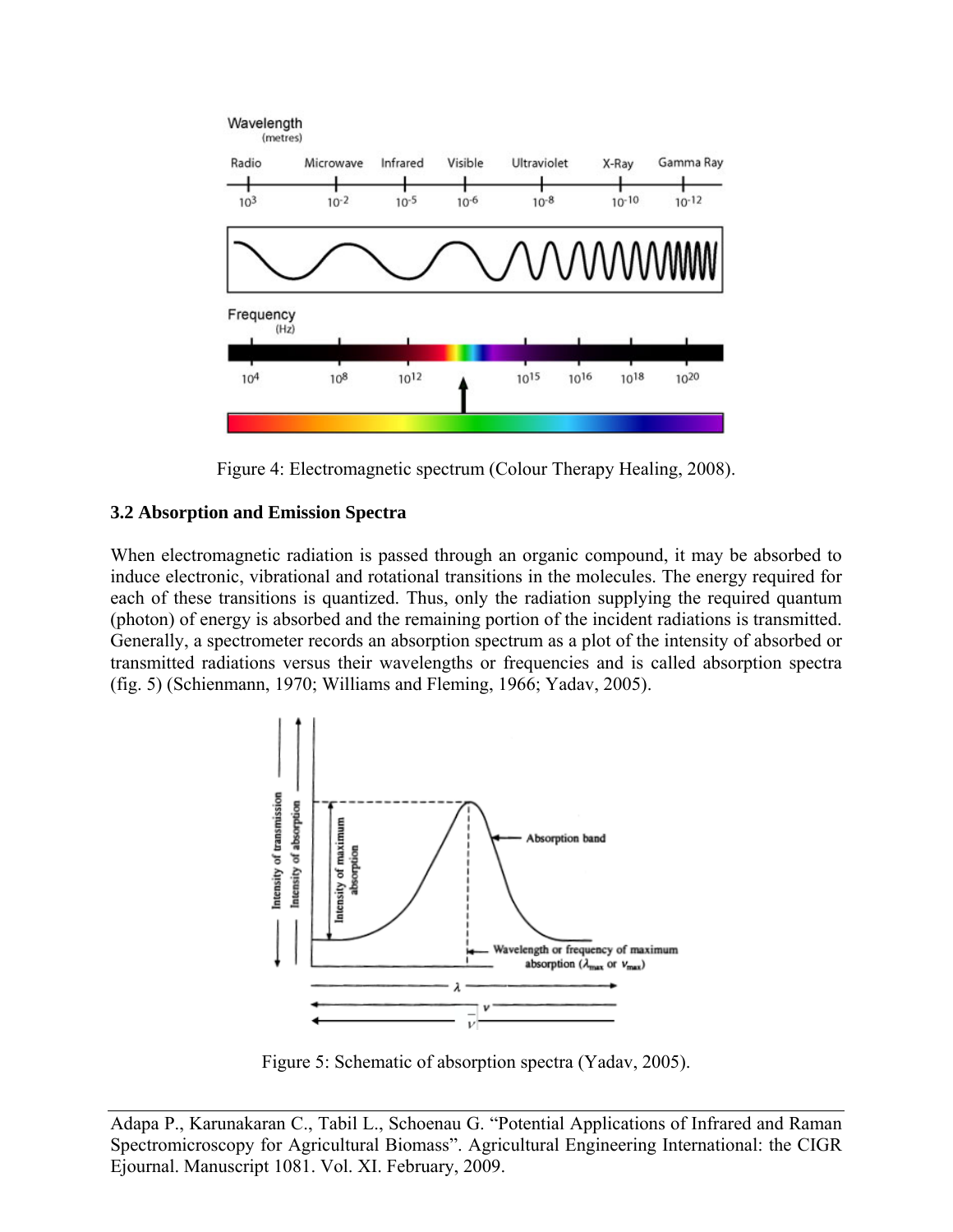Figure 4: Electromagnetic spectrum (Colour Therapy Healing, 2008).

### 3.2 Absorption and Emission Spectra

When electromagnetic radiation is passed through an organic compound, it may be absorbed to induce electronic, vibrational and rotational transitions in the molecules. The energy required for each of these transitions is quantized. Thus, only the radiation supplying the required quantum (photon) of energy is absorbed and the remaining portion of the incident radiations is transmitted. Generally, a spectrometer records an absorption spectrum as a plot of the intensity of absorbed or transmitted radiations versus their wavelengths or frequencies and is called absorption spectra (fig. 5) (Schienmann, 1970; Williams and Fleming, 1966; Yadav, 2005).

Figure 5: Schematic of absorption spectra (Yadav, 2005).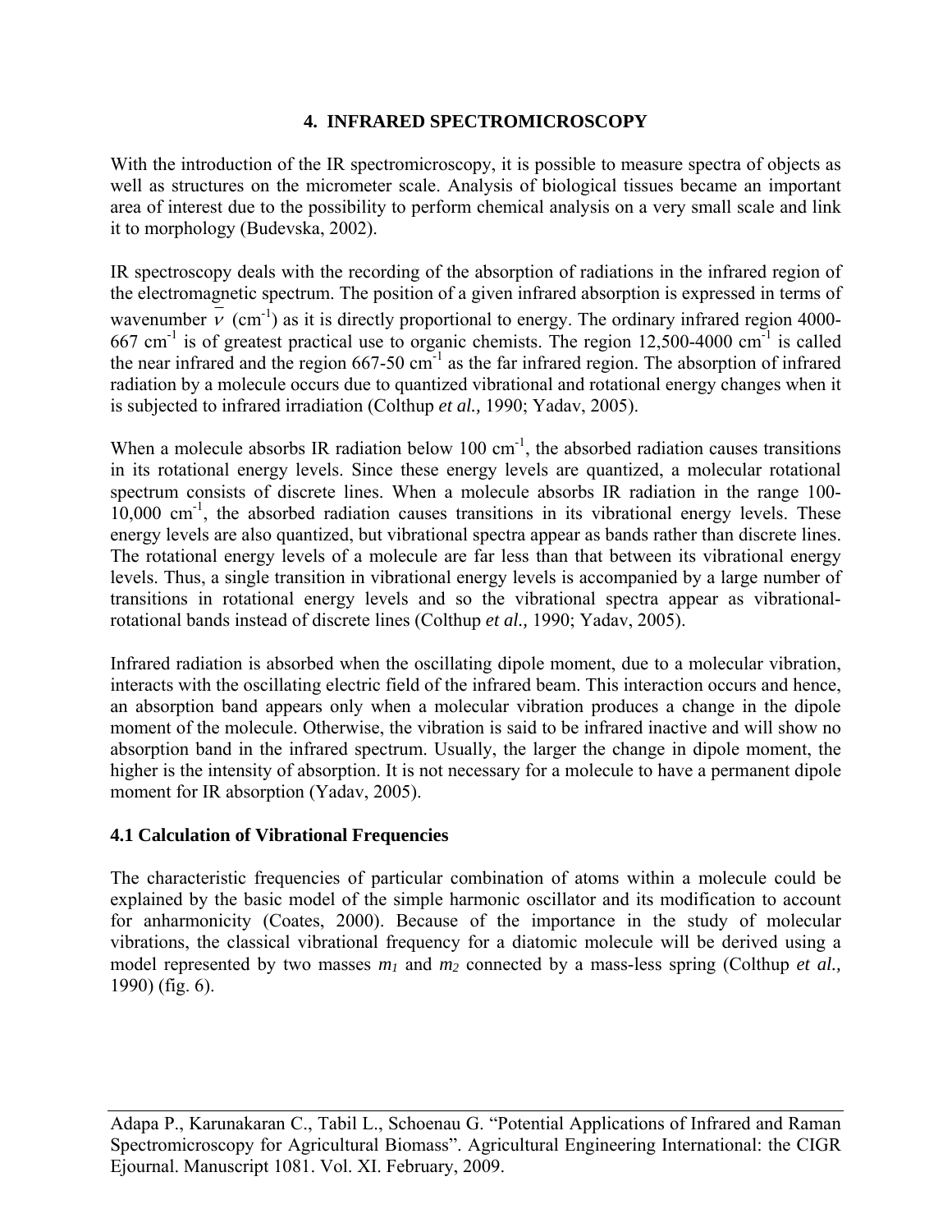# 4. INFRARED SPECTROMICROSCOPY

With the introduction of the IR spectromicroscopy, it is possible to measure spectra of objects as well as structures on the micrometer scale. Analysis of biological tissues became an important area of interest due to the possibility to perform chemical analysis on a very small scale and link it to morphology (Budevska, 2002).

IR spectroscopy deals with the recording of the absorption of radiations in the infrared region of the electromagnetic spectrum. The position of a given infrared absorption is expressed in terms of wavenumber $\bar{\nu}$ ($cm^{-1}$) as it is directly proportional to energy. The ordinary infrared region 4000-667 $cm^{-1}$ is of greatest practical use to organic chemists. The region 12,500-4000 $cm^{-1}$ is called the near infrared and the region 667-50 $cm^{-1}$ as the far infrared region. The absorption of infrared radiation by a molecule occurs due to quantized vibrational and rotational energy changes when it is subjected to infrared irradiation (Colthup *et al.,* 1990; Yadav, 2005).

When a molecule absorbs IR radiation below 100 $cm^{-1}$, the absorbed radiation causes transitions in its rotational energy levels. Since these energy levels are quantized, a molecular rotational spectrum consists of discrete lines. When a molecule absorbs IR radiation in the range 100-10,000 $cm^{-1}$, the absorbed radiation causes transitions in its vibrational energy levels. These energy levels are also quantized, but vibrational spectra appear as bands rather than discrete lines. The rotational energy levels of a molecule are far less than that between its vibrational energy levels. Thus, a single transition in vibrational energy levels is accompanied by a large number of transitions in rotational energy levels and so the vibrational spectra appear as vibrational-rotational bands instead of discrete lines (Colthup *et al.,* 1990; Yadav, 2005).

Infrared radiation is absorbed when the oscillating dipole moment, due to a molecular vibration, interacts with the oscillating electric field of the infrared beam. This interaction occurs and hence, an absorption band appears only when a molecular vibration produces a change in the dipole moment of the molecule. Otherwise, the vibration is said to be infrared inactive and will show no absorption band in the infrared spectrum. Usually, the larger the change in dipole moment, the higher is the intensity of absorption. It is not necessary for a molecule to have a permanent dipole moment for IR absorption (Yadav, 2005).

## 4.1 Calculation of Vibrational Frequencies

The characteristic frequencies of particular combination of atoms within a molecule could be explained by the basic model of the simple harmonic oscillator and its modification to account for anharmonicity (Coates, 2000). Because of the importance in the study of molecular vibrations, the classical vibrational frequency for a diatomic molecule will be derived using a model represented by two masses $m_1$ and $m_2$ connected by a mass-less spring (Colthup *et al.,* 1990) (fig. 6).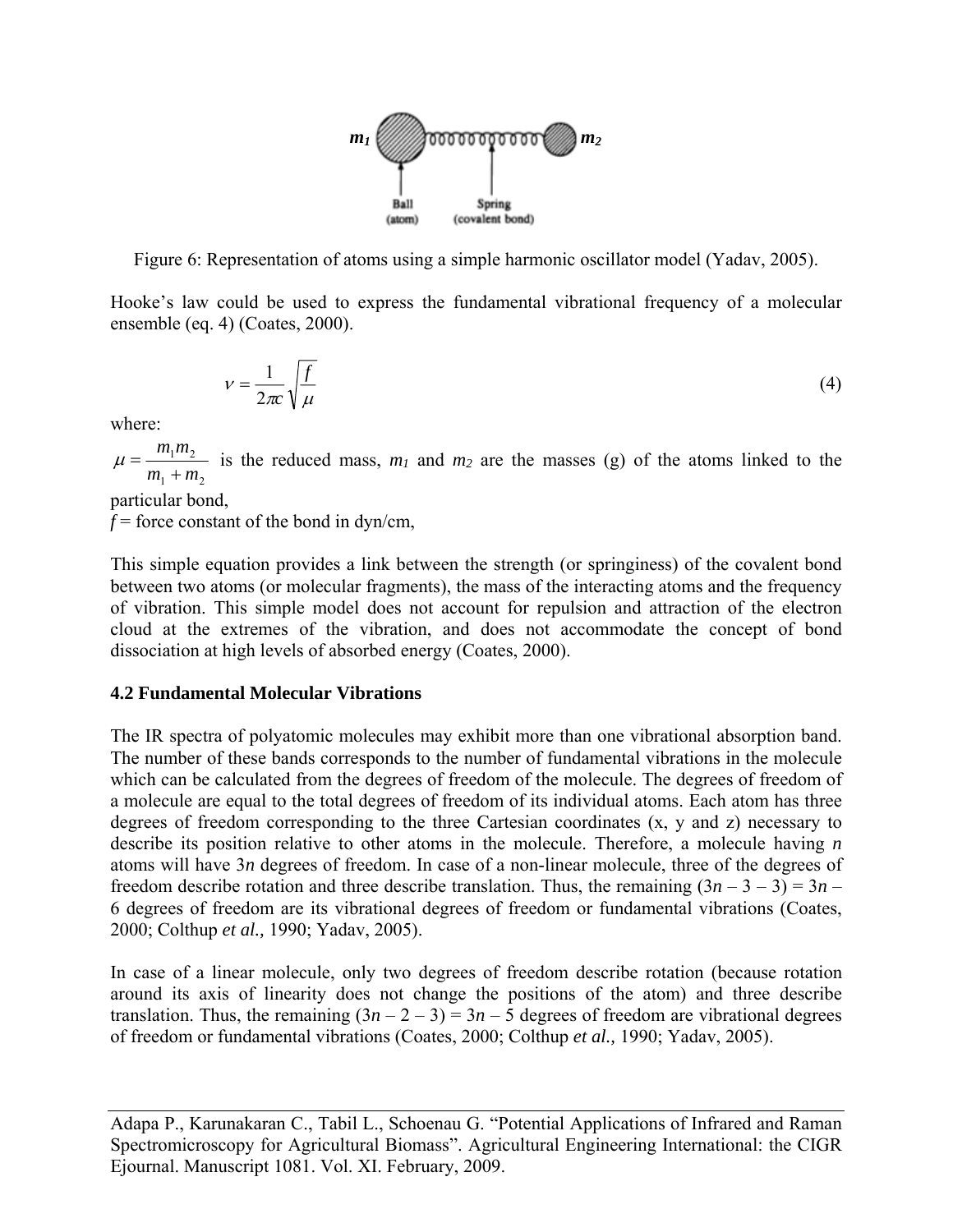Figure 6: Representation of atoms using a simple harmonic oscillator model (Yadav, 2005).

Hooke's law could be used to express the fundamental vibrational frequency of a molecular ensemble (eq. 4) (Coates, 2000).

$$\nu = \frac{1}{2\pi c}\sqrt{\frac{f}{\mu}} \tag{4}$$

where:

$\mu = \frac{m_1 m_2}{m_1 + m_2}$ is the reduced mass, $m_1$ and $m_2$ are the masses (g) of the atoms linked to the particular bond,

*f* = force constant of the bond in dyn/cm,

This simple equation provides a link between the strength (or springiness) of the covalent bond between two atoms (or molecular fragments), the mass of the interacting atoms and the frequency of vibration. This simple model does not account for repulsion and attraction of the electron cloud at the extremes of the vibration, and does not accommodate the concept of bond dissociation at high levels of absorbed energy (Coates, 2000).

### 4.2 Fundamental Molecular Vibrations

The IR spectra of polyatomic molecules may exhibit more than one vibrational absorption band. The number of these bands corresponds to the number of fundamental vibrations in the molecule which can be calculated from the degrees of freedom of the molecule. The degrees of freedom of a molecule are equal to the total degrees of freedom of its individual atoms. Each atom has three degrees of freedom corresponding to the three Cartesian coordinates (x, y and z) necessary to describe its position relative to other atoms in the molecule. Therefore, a molecule having $n$ atoms will have $3n$ degrees of freedom. In case of a non-linear molecule, three of the degrees of freedom describe rotation and three describe translation. Thus, the remaining $(3n - 3 - 3) = 3n - 6$ degrees of freedom are its vibrational degrees of freedom or fundamental vibrations (Coates, 2000; Colthup *et al.,* 1990; Yadav, 2005).

In case of a linear molecule, only two degrees of freedom describe rotation (because rotation around its axis of linearity does not change the positions of the atom) and three describe translation. Thus, the remaining $(3n - 2 - 3) = 3n - 5$ degrees of freedom are vibrational degrees of freedom or fundamental vibrations (Coates, 2000; Colthup *et al.,* 1990; Yadav, 2005).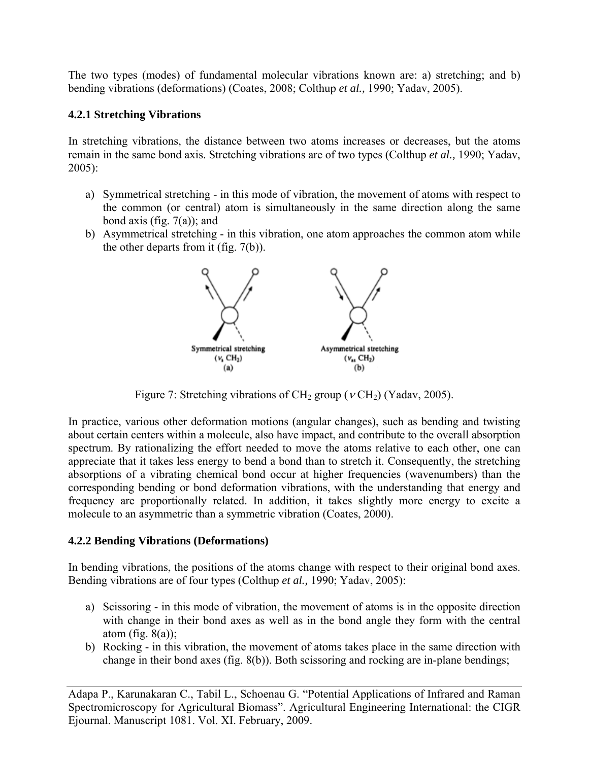The two types (modes) of fundamental molecular vibrations known are: a) stretching; and b) bending vibrations (deformations) (Coates, 2008; Colthup *et al.,* 1990; Yadav, 2005).

### 4.2.1 Stretching Vibrations

In stretching vibrations, the distance between two atoms increases or decreases, but the atoms remain in the same bond axis. Stretching vibrations are of two types (Colthup *et al.,* 1990; Yadav, 2005):

a) Symmetrical stretching - in this mode of vibration, the movement of atoms with respect to the common (or central) atom is simultaneously in the same direction along the same bond axis (fig. 7(a)); and
b) Asymmetrical stretching - in this vibration, one atom approaches the common atom while the other departs from it (fig. 7(b)).

Symmetrical stretching ($\nu_s$ $CH_2$) (a) Asymmetrical stretching ($\nu_{as}$ $CH_2$) (b)

Figure 7: Stretching vibrations of $CH_2$ group ($\nu$ $CH_2$) (Yadav, 2005).

In practice, various other deformation motions (angular changes), such as bending and twisting about certain centers within a molecule, also have impact, and contribute to the overall absorption spectrum. By rationalizing the effort needed to move the atoms relative to each other, one can appreciate that it takes less energy to bend a bond than to stretch it. Consequently, the stretching absorptions of a vibrating chemical bond occur at higher frequencies (wavenumbers) than the corresponding bending or bond deformation vibrations, with the understanding that energy and frequency are proportionally related. In addition, it takes slightly more energy to excite a molecule to an asymmetric than a symmetric vibration (Coates, 2000).

### 4.2.2 Bending Vibrations (Deformations)

In bending vibrations, the positions of the atoms change with respect to their original bond axes. Bending vibrations are of four types (Colthup *et al.,* 1990; Yadav, 2005):

a) Scissoring - in this mode of vibration, the movement of atoms is in the opposite direction with change in their bond axes as well as in the bond angle they form with the central atom (fig. 8(a));
b) Rocking - in this vibration, the movement of atoms takes place in the same direction with change in their bond axes (fig. 8(b)). Both scissoring and rocking are in-plane bendings;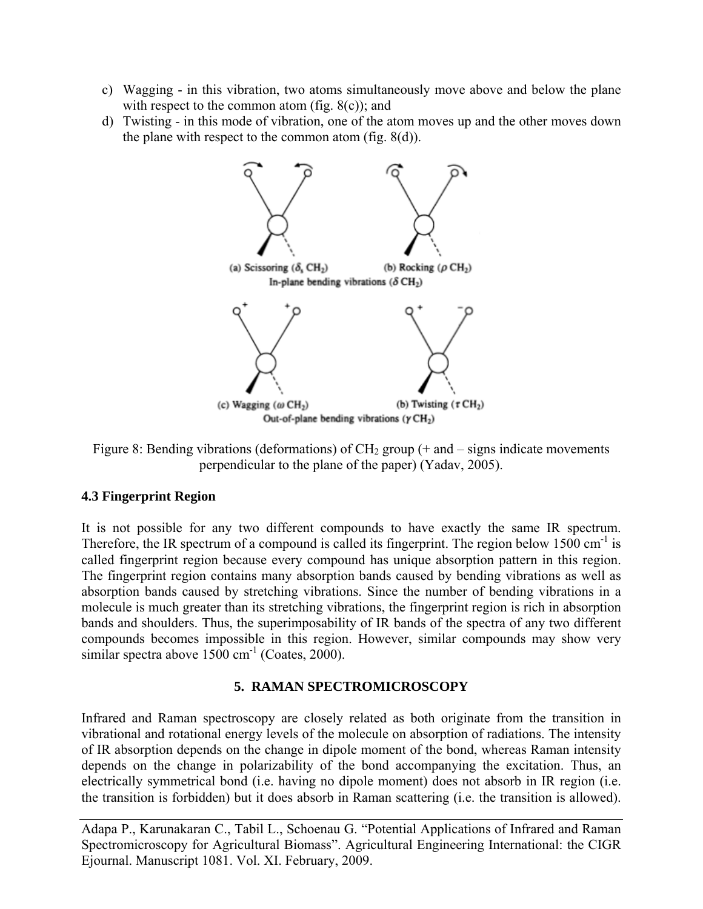c) Wagging - in this vibration, two atoms simultaneously move above and below the plane with respect to the common atom (fig. 8(c)); and
d) Twisting - in this mode of vibration, one of the atom moves up and the other moves down the plane with respect to the common atom (fig. 8(d)).

(a) Scissoring ($\delta_s$ $CH_2$) (b) Rocking ($\rho$ $CH_2$)
In-plane bending vibrations ($\delta$ $CH_2$)

(c) Wagging ($\omega$ $CH_2$) (b) Twisting ($\tau$ $CH_2$)
Out-of-plane bending vibrations ($\gamma$ $CH_2$)

Figure 8: Bending vibrations (deformations) of $CH_2$ group (+ and – signs indicate movements perpendicular to the plane of the paper) (Yadav, 2005).

### 4.3 Fingerprint Region

It is not possible for any two different compounds to have exactly the same IR spectrum. Therefore, the IR spectrum of a compound is called its fingerprint. The region below 1500 $cm^{-1}$ is called fingerprint region because every compound has unique absorption pattern in this region. The fingerprint region contains many absorption bands caused by bending vibrations as well as absorption bands caused by stretching vibrations. Since the number of bending vibrations in a molecule is much greater than its stretching vibrations, the fingerprint region is rich in absorption bands and shoulders. Thus, the superimposability of IR bands of the spectra of any two different compounds becomes impossible in this region. However, similar compounds may show very similar spectra above 1500 $cm^{-1}$ (Coates, 2000).

## 5. RAMAN SPECTROMICROSCOPY

Infrared and Raman spectroscopy are closely related as both originate from the transition in vibrational and rotational energy levels of the molecule on absorption of radiations. The intensity of IR absorption depends on the change in dipole moment of the bond, whereas Raman intensity depends on the change in polarizability of the bond accompanying the excitation. Thus, an electrically symmetrical bond (i.e. having no dipole moment) does not absorb in IR region (i.e. the transition is forbidden) but it does absorb in Raman scattering (i.e. the transition is allowed).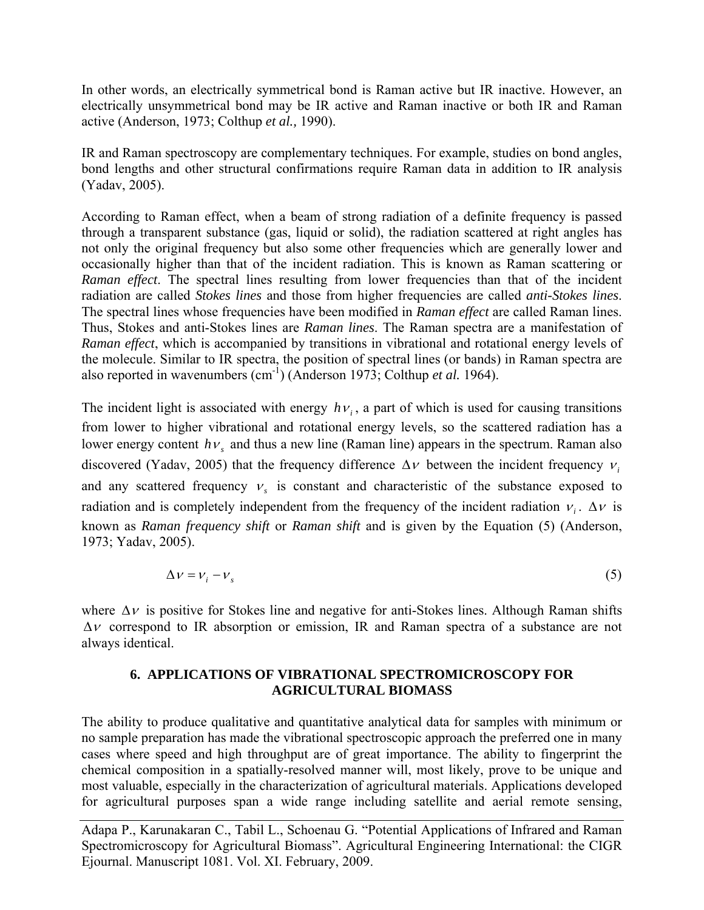In other words, an electrically symmetrical bond is Raman active but IR inactive. However, an electrically unsymmetrical bond may be IR active and Raman inactive or both IR and Raman active (Anderson, 1973; Colthup *et al.,* 1990).

IR and Raman spectroscopy are complementary techniques. For example, studies on bond angles, bond lengths and other structural confirmations require Raman data in addition to IR analysis (Yadav, 2005).

According to Raman effect, when a beam of strong radiation of a definite frequency is passed through a transparent substance (gas, liquid or solid), the radiation scattered at right angles has not only the original frequency but also some other frequencies which are generally lower and occasionally higher than that of the incident radiation. This is known as Raman scattering or *Raman effect*. The spectral lines resulting from lower frequencies than that of the incident radiation are called *Stokes lines* and those from higher frequencies are called *anti-Stokes lines*. The spectral lines whose frequencies have been modified in *Raman effect* are called Raman lines. Thus, Stokes and anti-Stokes lines are *Raman lines*. The Raman spectra are a manifestation of *Raman effect*, which is accompanied by transitions in vibrational and rotational energy levels of the molecule. Similar to IR spectra, the position of spectral lines (or bands) in Raman spectra are also reported in wavenumbers ($cm^{-1}$) (Anderson 1973; Colthup *et al.* 1964).

The incident light is associated with energy $h\nu_i$, a part of which is used for causing transitions from lower to higher vibrational and rotational energy levels, so the scattered radiation has a lower energy content $h\nu_s$ and thus a new line (Raman line) appears in the spectrum. Raman also discovered (Yadav, 2005) that the frequency difference $\Delta\nu$ between the incident frequency $\nu_i$ and any scattered frequency $\nu_s$ is constant and characteristic of the substance exposed to radiation and is completely independent from the frequency of the incident radiation $\nu_i$. $\Delta\nu$ is known as *Raman frequency shift* or *Raman shift* and is given by the Equation (5) (Anderson, 1973; Yadav, 2005).

$$\Delta\nu = \nu_i - \nu_s \tag{5}$$

where $\Delta\nu$ is positive for Stokes line and negative for anti-Stokes lines. Although Raman shifts $\Delta\nu$ correspond to IR absorption or emission, IR and Raman spectra of a substance are not always identical.

## 6. APPLICATIONS OF VIBRATIONAL SPECTROMICROSCOPY FOR AGRICULTURAL BIOMASS

The ability to produce qualitative and quantitative analytical data for samples with minimum or no sample preparation has made the vibrational spectroscopic approach the preferred one in many cases where speed and high throughput are of great importance. The ability to fingerprint the chemical composition in a spatially-resolved manner will, most likely, prove to be unique and most valuable, especially in the characterization of agricultural materials. Applications developed for agricultural purposes span a wide range including satellite and aerial remote sensing,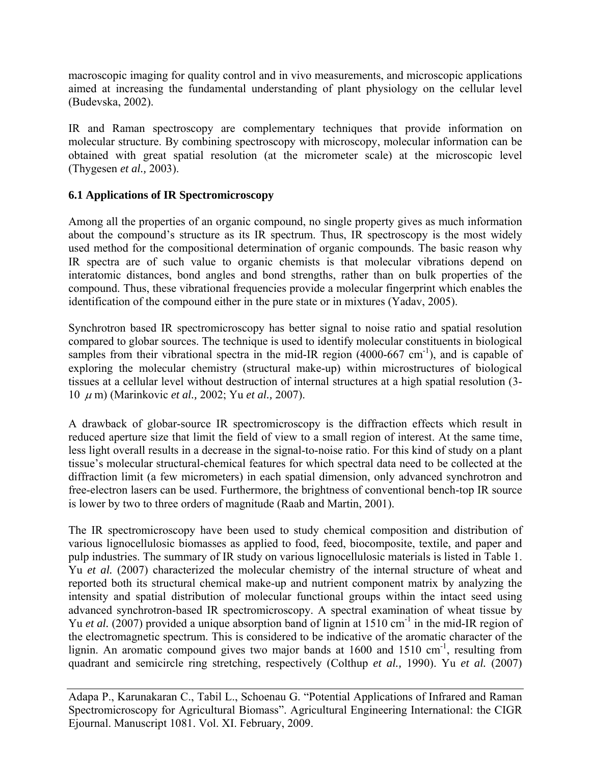macroscopic imaging for quality control and in vivo measurements, and microscopic applications aimed at increasing the fundamental understanding of plant physiology on the cellular level (Budevska, 2002).

IR and Raman spectroscopy are complementary techniques that provide information on molecular structure. By combining spectroscopy with microscopy, molecular information can be obtained with great spatial resolution (at the micrometer scale) at the microscopic level (Thygesen *et al.,* 2003).

### 6.1 Applications of IR Spectromicroscopy

Among all the properties of an organic compound, no single property gives as much information about the compound's structure as its IR spectrum. Thus, IR spectroscopy is the most widely used method for the compositional determination of organic compounds. The basic reason why IR spectra are of such value to organic chemists is that molecular vibrations depend on interatomic distances, bond angles and bond strengths, rather than on bulk properties of the compound. Thus, these vibrational frequencies provide a molecular fingerprint which enables the identification of the compound either in the pure state or in mixtures (Yadav, 2005).

Synchrotron based IR spectromicroscopy has better signal to noise ratio and spatial resolution compared to globar sources. The technique is used to identify molecular constituents in biological samples from their vibrational spectra in the mid-IR region (4000-667 $cm^{-1}$), and is capable of exploring the molecular chemistry (structural make-up) within microstructures of biological tissues at a cellular level without destruction of internal structures at a high spatial resolution (3-10 $\mu$m) (Marinkovic *et al.,* 2002; Yu *et al.,* 2007).

A drawback of globar-source IR spectromicroscopy is the diffraction effects which result in reduced aperture size that limit the field of view to a small region of interest. At the same time, less light overall results in a decrease in the signal-to-noise ratio. For this kind of study on a plant tissue's molecular structural-chemical features for which spectral data need to be collected at the diffraction limit (a few micrometers) in each spatial dimension, only advanced synchrotron and free-electron lasers can be used. Furthermore, the brightness of conventional bench-top IR source is lower by two to three orders of magnitude (Raab and Martin, 2001).

The IR spectromicroscopy have been used to study chemical composition and distribution of various lignocellulosic biomasses as applied to food, feed, biocomposite, textile, and paper and pulp industries. The summary of IR study on various lignocellulosic materials is listed in Table 1. Yu *et al.* (2007) characterized the molecular chemistry of the internal structure of wheat and reported both its structural chemical make-up and nutrient component matrix by analyzing the intensity and spatial distribution of molecular functional groups within the intact seed using advanced synchrotron-based IR spectromicroscopy. A spectral examination of wheat tissue by Yu *et al.* (2007) provided a unique absorption band of lignin at 1510 $cm^{-1}$ in the mid-IR region of the electromagnetic spectrum. This is considered to be indicative of the aromatic character of the lignin. An aromatic compound gives two major bands at 1600 and 1510 $cm^{-1}$, resulting from quadrant and semicircle ring stretching, respectively (Colthup *et al.,* 1990). Yu *et al.* (2007)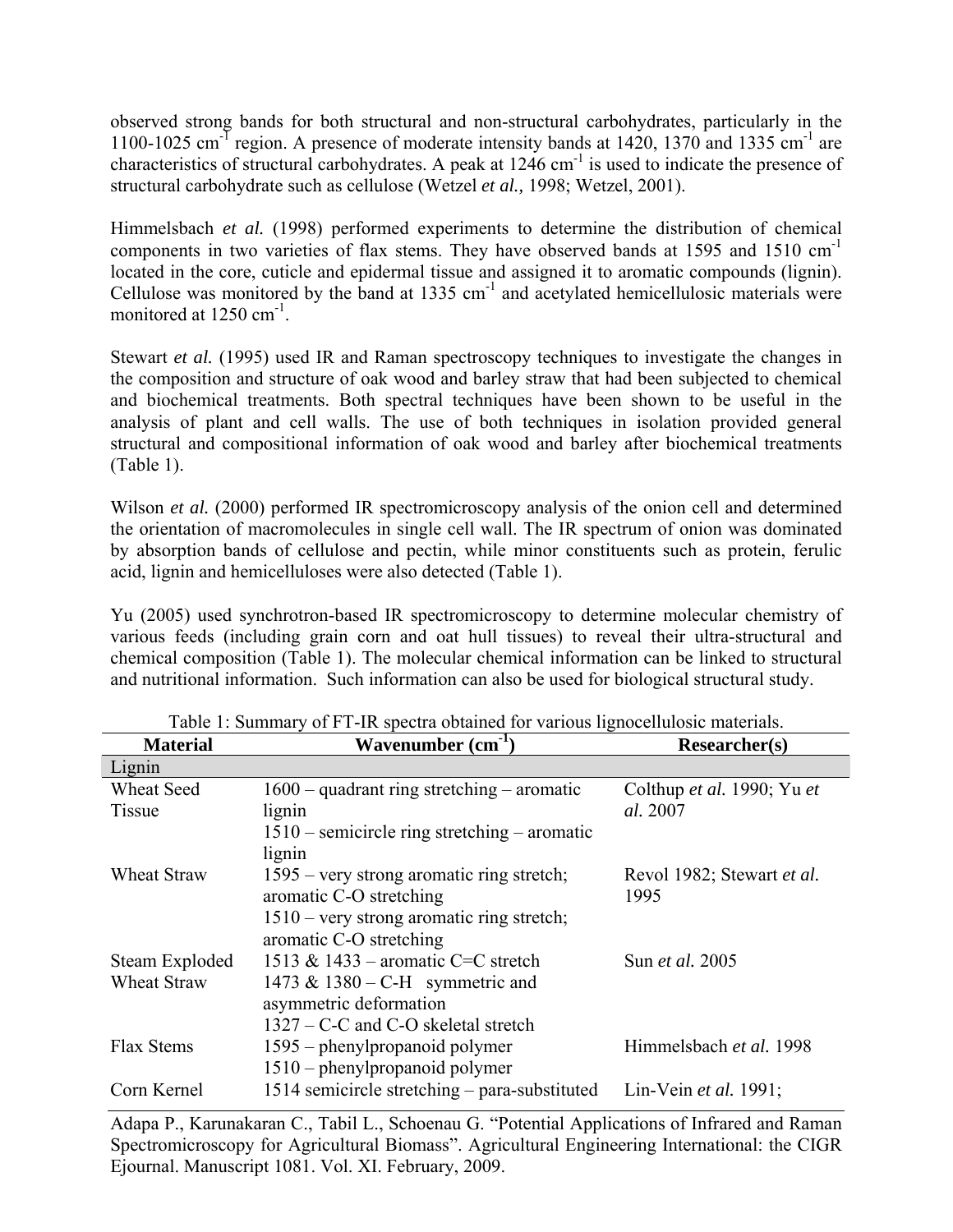observed strong bands for both structural and non-structural carbohydrates, particularly in the 1100-1025 $cm^{-1}$ region. A presence of moderate intensity bands at 1420, 1370 and 1335 $cm^{-1}$ are characteristics of structural carbohydrates. A peak at 1246 $cm^{-1}$ is used to indicate the presence of structural carbohydrate such as cellulose (Wetzel *et al.,* 1998; Wetzel, 2001).

Himmelsbach *et al.* (1998) performed experiments to determine the distribution of chemical components in two varieties of flax stems. They have observed bands at 1595 and 1510 $cm^{-1}$ located in the core, cuticle and epidermal tissue and assigned it to aromatic compounds (lignin). Cellulose was monitored by the band at 1335 $cm^{-1}$ and acetylated hemicellulosic materials were monitored at 1250 $cm^{-1}$.

Stewart *et al.* (1995) used IR and Raman spectroscopy techniques to investigate the changes in the composition and structure of oak wood and barley straw that had been subjected to chemical and biochemical treatments. Both spectral techniques have been shown to be useful in the analysis of plant and cell walls. The use of both techniques in isolation provided general structural and compositional information of oak wood and barley after biochemical treatments (Table 1).

Wilson *et al.* (2000) performed IR spectromicroscopy analysis of the onion cell and determined the orientation of macromolecules in single cell wall. The IR spectrum of onion was dominated by absorption bands of cellulose and pectin, while minor constituents such as protein, ferulic acid, lignin and hemicelluloses were also detected (Table 1).

Yu (2005) used synchrotron-based IR spectromicroscopy to determine molecular chemistry of various feeds (including grain corn and oat hull tissues) to reveal their ultra-structural and chemical composition (Table 1). The molecular chemical information can be linked to structural and nutritional information. Such information can also be used for biological structural study.

Table 1: Summary of FT-IR spectra obtained for various lignocellulosic materials.

| Material | Wavenumber ($cm^{-1}$) | Researcher(s) |
|---|---|---|
| Lignin | | |
| Wheat Seed Tissue | 1600 – quadrant ring stretching – aromatic lignin<br>1510 – semicircle ring stretching – aromatic lignin | Colthup *et al.* 1990; Yu *et al.* 2007 |
| Wheat Straw | 1595 – very strong aromatic ring stretch; aromatic C-O stretching<br>1510 – very strong aromatic ring stretch; aromatic C-O stretching | Revol 1982; Stewart *et al.* 1995 |
| Steam Exploded Wheat Straw | 1513 & 1433 – aromatic C=C stretch<br>1473 & 1380 – C-H symmetric and asymmetric deformation<br>1327 – C-C and C-O skeletal stretch | Sun *et al.* 2005 |
| Flax Stems | 1595 – phenylpropanoid polymer<br>1510 – phenylpropanoid polymer | Himmelsbach *et al.* 1998 |
| Corn Kernel | 1514 semicircle stretching – para-substituted | Lin-Vein *et al.* 1991; |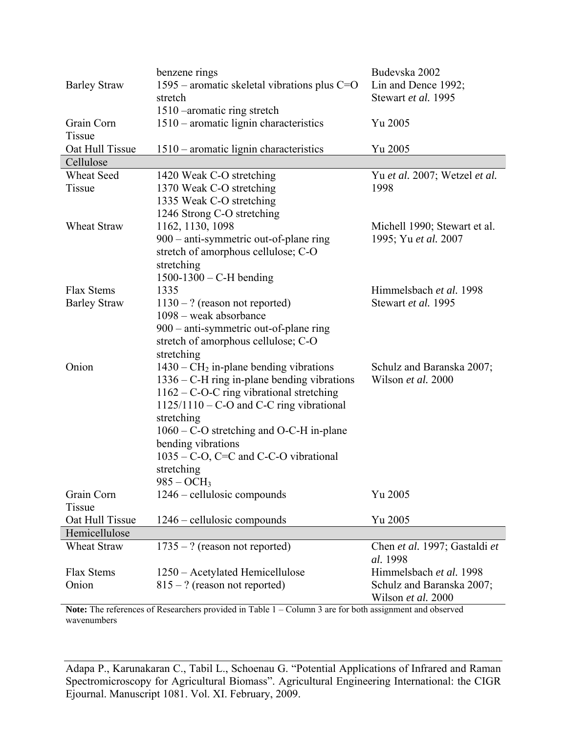| | | |
|---|---|---|
| | benzene rings | Budevska 2002 |
| Barley Straw | 1595 – aromatic skeletal vibrations plus C=O stretch<br>1510 –aromatic ring stretch | Lin and Dence 1992; Stewart *et al.* 1995 |
| Grain Corn Tissue | 1510 – aromatic lignin characteristics | Yu 2005 |
| Oat Hull Tissue | 1510 – aromatic lignin characteristics | Yu 2005 |
| **Cellulose** | | |
| Wheat Seed Tissue | 1420 Weak C-O stretching<br>1370 Weak C-O stretching<br>1335 Weak C-O stretching<br>1246 Strong C-O stretching | Yu *et al.* 2007; Wetzel *et al.* 1998 |
| Wheat Straw | 1162, 1130, 1098<br>900 – anti-symmetric out-of-plane ring stretch of amorphous cellulose; C-O stretching<br>1500-1300 – C-H bending | Michell 1990; Stewart et al. 1995; Yu *et al.* 2007 |
| Flax Stems | 1335 | Himmelsbach *et al.* 1998 |
| Barley Straw | 1130 – ? (reason not reported)<br>1098 – weak absorbance<br>900 – anti-symmetric out-of-plane ring stretch of amorphous cellulose; C-O stretching | Stewart *et al.* 1995 |
| Onion | 1430 – $CH_2$ in-plane bending vibrations<br>1336 – C-H ring in-plane bending vibrations<br>1162 – C-O-C ring vibrational stretching<br>1125/1110 – C-O and C-C ring vibrational stretching<br>1060 – C-O stretching and O-C-H in-plane bending vibrations<br>1035 – C-O, C=C and C-C-O vibrational stretching<br>985 – $OCH_3$ | Schulz and Baranska 2007; Wilson *et al.* 2000 |
| Grain Corn Tissue | 1246 – cellulosic compounds | Yu 2005 |
| Oat Hull Tissue | 1246 – cellulosic compounds | Yu 2005 |
| **Hemicellulose** | | |
| Wheat Straw | 1735 – ? (reason not reported) | Chen *et al.* 1997; Gastaldi *et al.* 1998 |
| Flax Stems | 1250 – Acetylated Hemicellulose | Himmelsbach *et al.* 1998 |
| Onion | 815 – ? (reason not reported) | Schulz and Baranska 2007; Wilson *et al.* 2000 |

**Note:** The references of Researchers provided in Table 1 – Column 3 are for both assignment and observed wavenumbers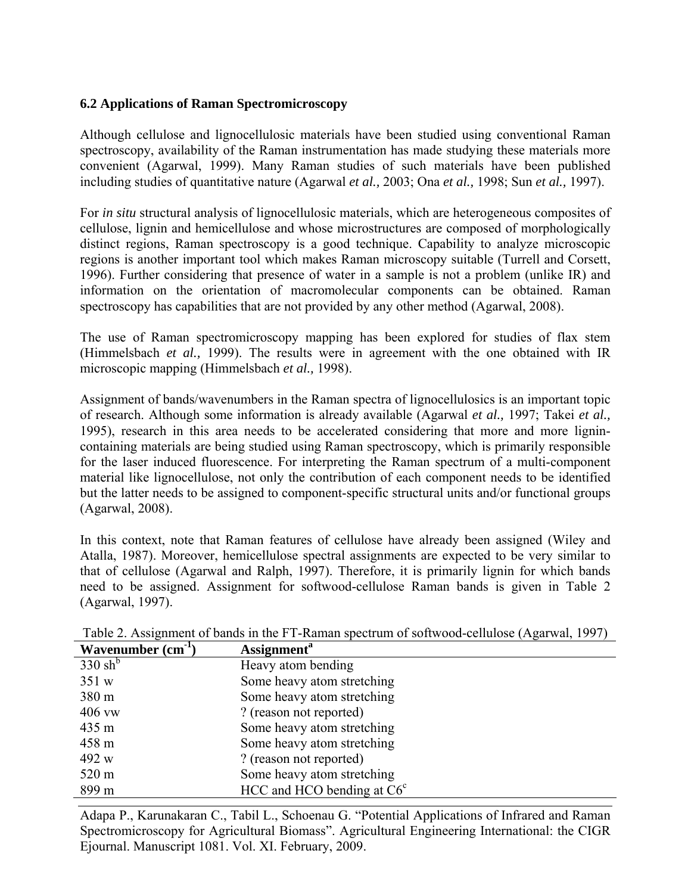### 6.2 Applications of Raman Spectromicroscopy

Although cellulose and lignocellulosic materials have been studied using conventional Raman spectroscopy, availability of the Raman instrumentation has made studying these materials more convenient (Agarwal, 1999). Many Raman studies of such materials have been published including studies of quantitative nature (Agarwal *et al.,* 2003; Ona *et al.,* 1998; Sun *et al.,* 1997).

For *in situ* structural analysis of lignocellulosic materials, which are heterogeneous composites of cellulose, lignin and hemicellulose and whose microstructures are composed of morphologically distinct regions, Raman spectroscopy is a good technique. Capability to analyze microscopic regions is another important tool which makes Raman microscopy suitable (Turrell and Corsett, 1996). Further considering that presence of water in a sample is not a problem (unlike IR) and information on the orientation of macromolecular components can be obtained. Raman spectroscopy has capabilities that are not provided by any other method (Agarwal, 2008).

The use of Raman spectromicroscopy mapping has been explored for studies of flax stem (Himmelsbach *et al.,* 1999). The results were in agreement with the one obtained with IR microscopic mapping (Himmelsbach *et al.,* 1998).

Assignment of bands/wavenumbers in the Raman spectra of lignocellulosics is an important topic of research. Although some information is already available (Agarwal *et al.,* 1997; Takei *et al.,* 1995), research in this area needs to be accelerated considering that more and more lignin-containing materials are being studied using Raman spectroscopy, which is primarily responsible for the laser induced fluorescence. For interpreting the Raman spectrum of a multi-component material like lignocellulose, not only the contribution of each component needs to be identified but the latter needs to be assigned to component-specific structural units and/or functional groups (Agarwal, 2008).

In this context, note that Raman features of cellulose have already been assigned (Wiley and Atalla, 1987). Moreover, hemicellulose spectral assignments are expected to be very similar to that of cellulose (Agarwal and Ralph, 1997). Therefore, it is primarily lignin for which bands need to be assigned. Assignment for softwood-cellulose Raman bands is given in Table 2 (Agarwal, 1997).

Table 2. Assignment of bands in the FT-Raman spectrum of softwood-cellulose (Agarwal, 1997)

| Wavenumber ($cm^{-1}$) | Assignment[a] |
|---|---|
| 330 sh[b] | Heavy atom bending |
| 351 w | Some heavy atom stretching |
| 380 m | Some heavy atom stretching |
| 406 vw | ? (reason not reported) |
| 435 m | Some heavy atom stretching |
| 458 m | Some heavy atom stretching |
| 492 w | ? (reason not reported) |
| 520 m | Some heavy atom stretching |
| 899 m | HCC and HCO bending at C6[c] |

Adapa P., Karunakaran C., Tabil L., Schoenau G. "Potential Applications of Infrared and Raman Spectromicroscopy for Agricultural Biomass". Agricultural Engineering International: the CIGR Ejournal. Manuscript 1081. Vol. XI. February, 2009.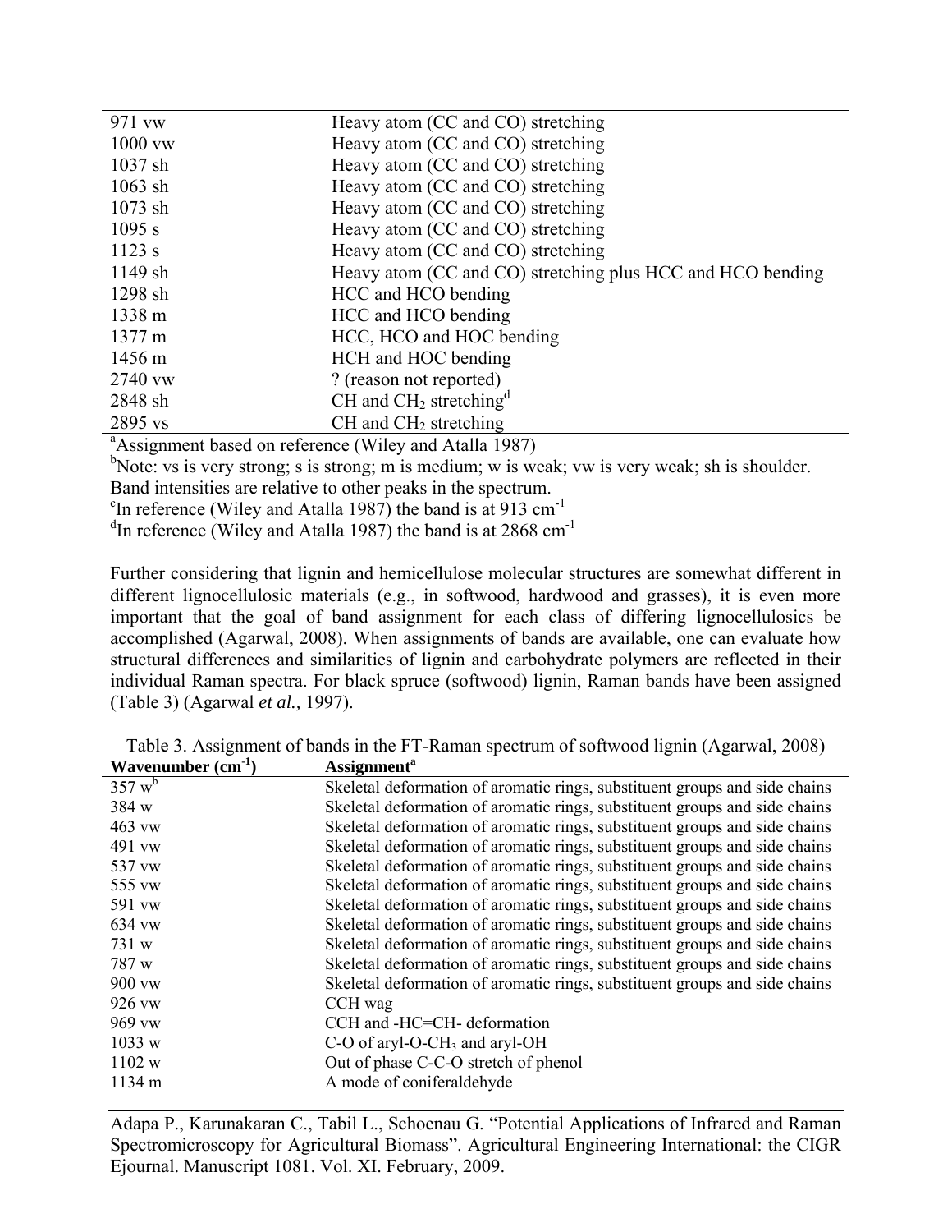| | |
|---|---|
| 971 vw | Heavy atom (CC and CO) stretching |
| 1000 vw | Heavy atom (CC and CO) stretching |
| 1037 sh | Heavy atom (CC and CO) stretching |
| 1063 sh | Heavy atom (CC and CO) stretching |
| 1073 sh | Heavy atom (CC and CO) stretching |
| 1095 s | Heavy atom (CC and CO) stretching |
| 1123 s | Heavy atom (CC and CO) stretching |
| 1149 sh | Heavy atom (CC and CO) stretching plus HCC and HCO bending |
| 1298 sh | HCC and HCO bending |
| 1338 m | HCC and HCO bending |
| 1377 m | HCC, HCO and HOC bending |
| 1456 m | HCH and HOC bending |
| 2740 vw | ? (reason not reported) |
| 2848 sh | CH and $CH_2$ stretching[d] |
| 2895 vs | CH and $CH_2$ stretching |

[a]Assignment based on reference (Wiley and Atalla 1987)
[b]Note: vs is very strong; s is strong; m is medium; w is weak; vw is very weak; sh is shoulder. Band intensities are relative to other peaks in the spectrum.
[c]In reference (Wiley and Atalla 1987) the band is at 913 $cm^{-1}$
[d]In reference (Wiley and Atalla 1987) the band is at 2868 $cm^{-1}$

Further considering that lignin and hemicellulose molecular structures are somewhat different in different lignocellulosic materials (e.g., in softwood, hardwood and grasses), it is even more important that the goal of band assignment for each class of differing lignocellulosics be accomplished (Agarwal, 2008). When assignments of bands are available, one can evaluate how structural differences and similarities of lignin and carbohydrate polymers are reflected in their individual Raman spectra. For black spruce (softwood) lignin, Raman bands have been assigned (Table 3) (Agarwal *et al.,* 1997).

Table 3. Assignment of bands in the FT-Raman spectrum of softwood lignin (Agarwal, 2008)

| Wavenumber ($cm^{-1}$) | Assignment[a] |
|---|---|
| 357 w[b] | Skeletal deformation of aromatic rings, substituent groups and side chains |
| 384 w | Skeletal deformation of aromatic rings, substituent groups and side chains |
| 463 vw | Skeletal deformation of aromatic rings, substituent groups and side chains |
| 491 vw | Skeletal deformation of aromatic rings, substituent groups and side chains |
| 537 vw | Skeletal deformation of aromatic rings, substituent groups and side chains |
| 555 vw | Skeletal deformation of aromatic rings, substituent groups and side chains |
| 591 vw | Skeletal deformation of aromatic rings, substituent groups and side chains |
| 634 vw | Skeletal deformation of aromatic rings, substituent groups and side chains |
| 731 w | Skeletal deformation of aromatic rings, substituent groups and side chains |
| 787 w | Skeletal deformation of aromatic rings, substituent groups and side chains |
| 900 vw | Skeletal deformation of aromatic rings, substituent groups and side chains |
| 926 vw | CCH wag |
| 969 vw | CCH and -HC=CH- deformation |
| 1033 w | C-O of aryl-O-$CH_3$ and aryl-OH |
| 1102 w | Out of phase C-C-O stretch of phenol |
| 1134 m | A mode of coniferaldehyde |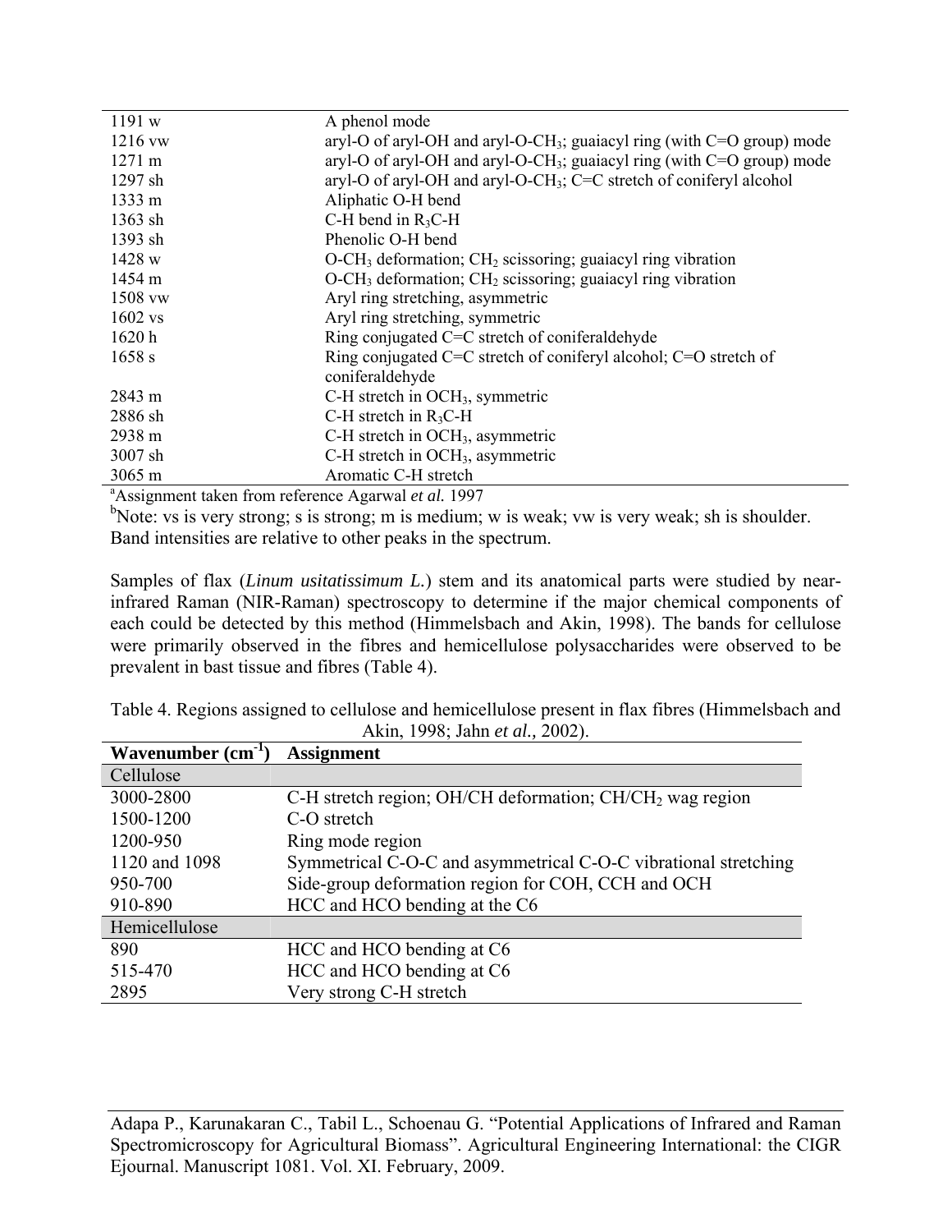| | |
|---|---|
| 1191 w | A phenol mode |
| 1216 vw | aryl-O of aryl-OH and aryl-O-$CH_3$; guaiacyl ring (with C=O group) mode |
| 1271 m | aryl-O of aryl-OH and aryl-O-$CH_3$; guaiacyl ring (with C=O group) mode |
| 1297 sh | aryl-O of aryl-OH and aryl-O-$CH_3$; C=C stretch of coniferyl alcohol |
| 1333 m | Aliphatic O-H bend |
| 1363 sh | C-H bend in $R_3C$-H |
| 1393 sh | Phenolic O-H bend |
| 1428 w | O-$CH_3$ deformation; $CH_2$ scissoring; guaiacyl ring vibration |
| 1454 m | O-$CH_3$ deformation; $CH_2$ scissoring; guaiacyl ring vibration |
| 1508 vw | Aryl ring stretching, asymmetric |
| 1602 vs | Aryl ring stretching, symmetric |
| 1620 h | Ring conjugated C=C stretch of coniferaldehyde |
| 1658 s | Ring conjugated C=C stretch of coniferyl alcohol; C=O stretch of coniferaldehyde |
| 2843 m | C-H stretch in $OCH_3$, symmetric |
| 2886 sh | C-H stretch in $R_3C$-H |
| 2938 m | C-H stretch in $OCH_3$, asymmetric |
| 3007 sh | C-H stretch in $OCH_3$, asymmetric |
| 3065 m | Aromatic C-H stretch |

[a]Assignment taken from reference Agarwal *et al.* 1997

[b]Note: vs is very strong; s is strong; m is medium; w is weak; vw is very weak; sh is shoulder. Band intensities are relative to other peaks in the spectrum.

Samples of flax (***Linum usitatissimum L.***) stem and its anatomical parts were studied by near-infrared Raman (NIR-Raman) spectroscopy to determine if the major chemical components of each could be detected by this method (Himmelsbach and Akin, 1998). The bands for cellulose were primarily observed in the fibres and hemicellulose polysaccharides were observed to be prevalent in bast tissue and fibres (Table 4).

Table 4. Regions assigned to cellulose and hemicellulose present in flax fibres (Himmelsbach and Akin, 1998; Jahn *et al.,* 2002).

| Wavenumber ($cm^{-1}$) | Assignment |
|---|---|
| Cellulose | |
| 3000-2800 | C-H stretch region; OH/CH deformation; CH/$CH_2$ wag region |
| 1500-1200 | C-O stretch |
| 1200-950 | Ring mode region |
| 1120 and 1098 | Symmetrical C-O-C and asymmetrical C-O-C vibrational stretching |
| 950-700 | Side-group deformation region for COH, CCH and OCH |
| 910-890 | HCC and HCO bending at the C6 |
| Hemicellulose | |
| 890 | HCC and HCO bending at C6 |
| 515-470 | HCC and HCO bending at C6 |
| 2895 | Very strong C-H stretch |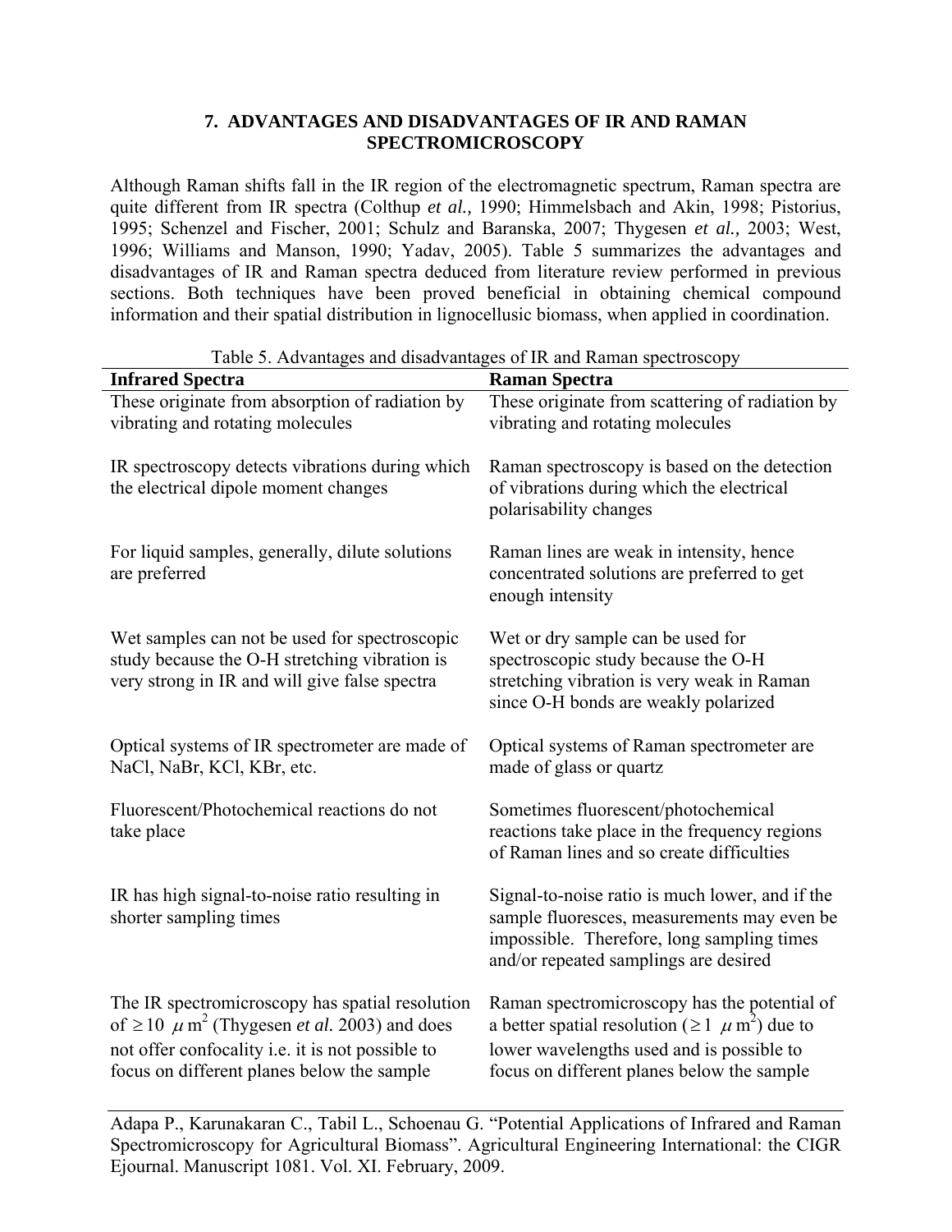## 7. ADVANTAGES AND DISADVANTAGES OF IR AND RAMAN SPECTROMICROSCOPY

Although Raman shifts fall in the IR region of the electromagnetic spectrum, Raman spectra are quite different from IR spectra (Colthup *et al.,* 1990; Himmelsbach and Akin, 1998; Pistorius, 1995; Schenzel and Fischer, 2001; Schulz and Baranska, 2007; Thygesen *et al.,* 2003; West, 1996; Williams and Manson, 1990; Yadav, 2005). Table 5 summarizes the advantages and disadvantages of IR and Raman spectra deduced from literature review performed in previous sections. Both techniques have been proved beneficial in obtaining chemical compound information and their spatial distribution in lignocellusic biomass, when applied in coordination.

Table 5. Advantages and disadvantages of IR and Raman spectroscopy

| **Infrared Spectra** | **Raman Spectra** |
|---|---|
| These originate from absorption of radiation by vibrating and rotating molecules | These originate from scattering of radiation by vibrating and rotating molecules |
| IR spectroscopy detects vibrations during which the electrical dipole moment changes | Raman spectroscopy is based on the detection of vibrations during which the electrical polarisability changes |
| For liquid samples, generally, dilute solutions are preferred | Raman lines are weak in intensity, hence concentrated solutions are preferred to get enough intensity |
| Wet samples can not be used for spectroscopic study because the O-H stretching vibration is very strong in IR and will give false spectra | Wet or dry sample can be used for spectroscopic study because the O-H stretching vibration is very weak in Raman since O-H bonds are weakly polarized |
| Optical systems of IR spectrometer are made of NaCl, NaBr, KCl, KBr, etc. | Optical systems of Raman spectrometer are made of glass or quartz |
| Fluorescent/Photochemical reactions do not take place | Sometimes fluorescent/photochemical reactions take place in the frequency regions of Raman lines and so create difficulties |
| IR has high signal-to-noise ratio resulting in shorter sampling times | Signal-to-noise ratio is much lower, and if the sample fluoresces, measurements may even be impossible. Therefore, long sampling times and/or repeated samplings are desired |
| The IR spectromicroscopy has spatial resolution of $\geq 10\ \mu m^2$ (Thygesen *et al.* 2003) and does not offer confocality i.e. it is not possible to focus on different planes below the sample | Raman spectromicroscopy has the potential of a better spatial resolution ($\geq 1\ \mu m^2$) due to lower wavelengths used and is possible to focus on different planes below the sample |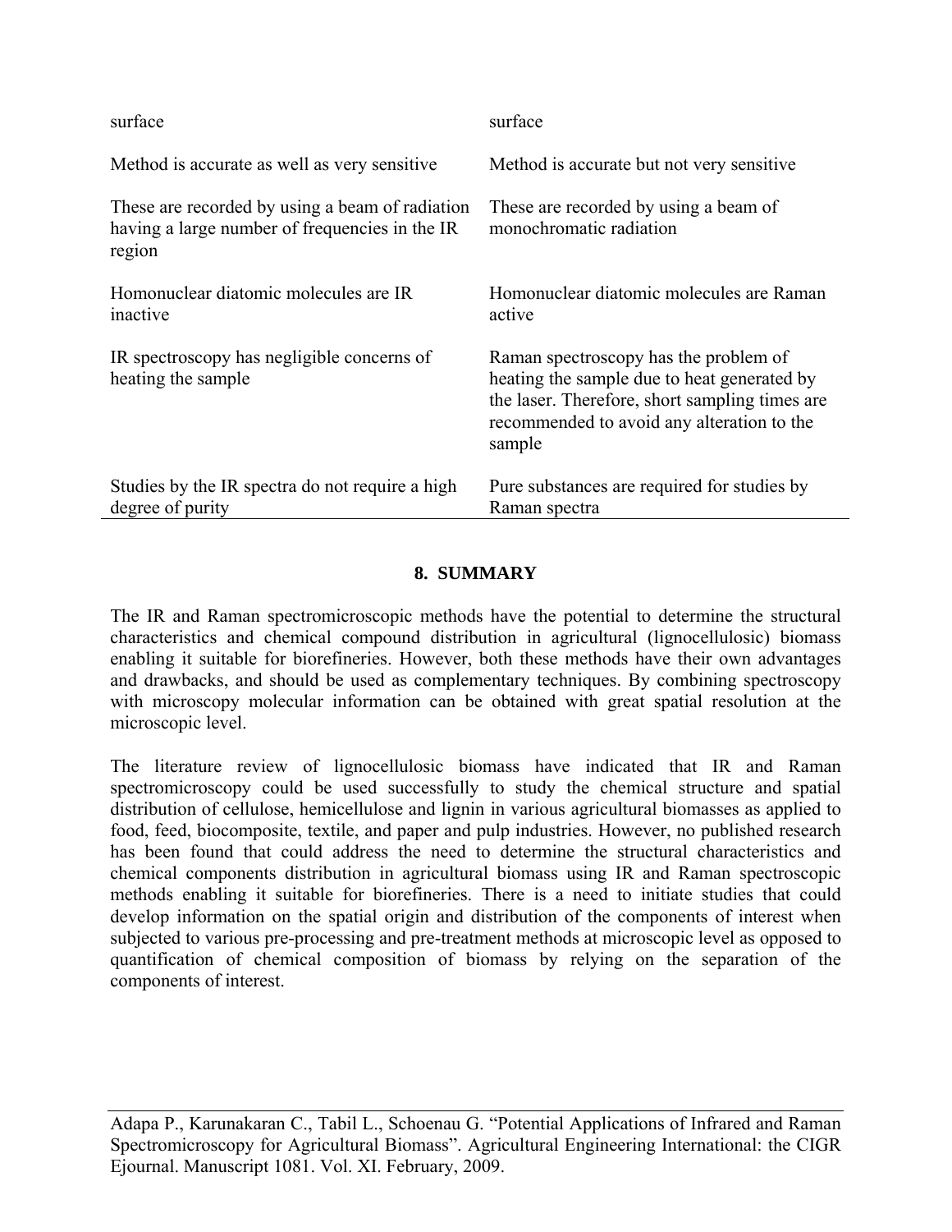| | |
|---|---|
| surface | surface |
| Method is accurate as well as very sensitive | Method is accurate but not very sensitive |
| These are recorded by using a beam of radiation having a large number of frequencies in the IR region | These are recorded by using a beam of monochromatic radiation |
| Homonuclear diatomic molecules are IR inactive | Homonuclear diatomic molecules are Raman active |
| IR spectroscopy has negligible concerns of heating the sample | Raman spectroscopy has the problem of heating the sample due to heat generated by the laser. Therefore, short sampling times are recommended to avoid any alteration to the sample |
| Studies by the IR spectra do not require a high degree of purity | Pure substances are required for studies by Raman spectra |

## 8. SUMMARY

The IR and Raman spectromicroscopic methods have the potential to determine the structural characteristics and chemical compound distribution in agricultural (lignocellulosic) biomass enabling it suitable for biorefineries. However, both these methods have their own advantages and drawbacks, and should be used as complementary techniques. By combining spectroscopy with microscopy molecular information can be obtained with great spatial resolution at the microscopic level.

The literature review of lignocellulosic biomass have indicated that IR and Raman spectromicroscopy could be used successfully to study the chemical structure and spatial distribution of cellulose, hemicellulose and lignin in various agricultural biomasses as applied to food, feed, biocomposite, textile, and paper and pulp industries. However, no published research has been found that could address the need to determine the structural characteristics and chemical components distribution in agricultural biomass using IR and Raman spectroscopic methods enabling it suitable for biorefineries. There is a need to initiate studies that could develop information on the spatial origin and distribution of the components of interest when subjected to various pre-processing and pre-treatment methods at microscopic level as opposed to quantification of chemical composition of biomass by relying on the separation of the components of interest.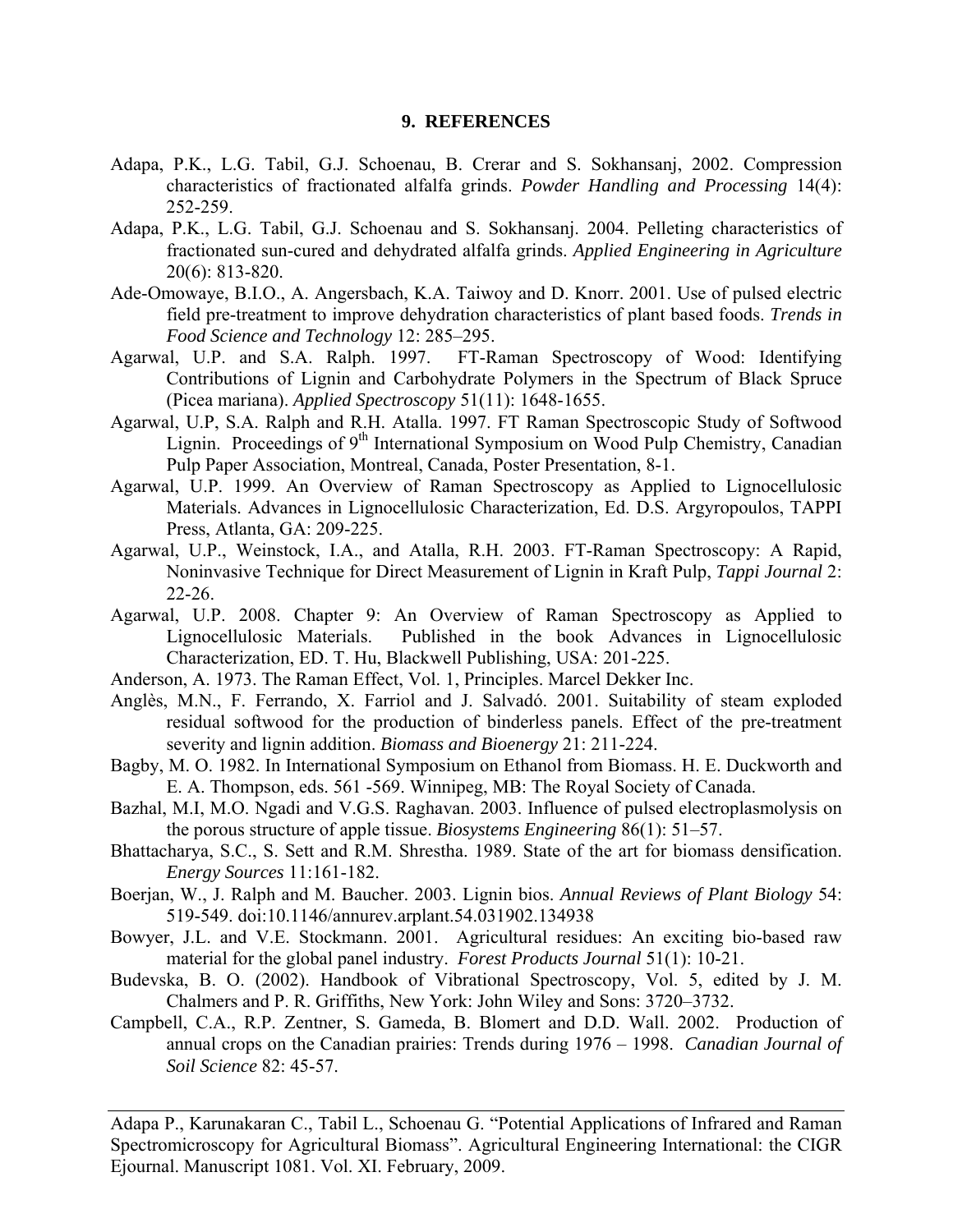## 9. REFERENCES

Adapa, P.K., L.G. Tabil, G.J. Schoenau, B. Crerar and S. Sokhansanj, 2002. Compression characteristics of fractionated alfalfa grinds. *Powder Handling and Processing* 14(4): 252-259.

Adapa, P.K., L.G. Tabil, G.J. Schoenau and S. Sokhansanj. 2004. Pelleting characteristics of fractionated sun-cured and dehydrated alfalfa grinds. *Applied Engineering in Agriculture* 20(6): 813-820.

Ade-Omowaye, B.I.O., A. Angersbach, K.A. Taiwoy and D. Knorr. 2001. Use of pulsed electric field pre-treatment to improve dehydration characteristics of plant based foods. *Trends in Food Science and Technology* 12: 285–295.

Agarwal, U.P. and S.A. Ralph. 1997. FT-Raman Spectroscopy of Wood: Identifying Contributions of Lignin and Carbohydrate Polymers in the Spectrum of Black Spruce (Picea mariana). *Applied Spectroscopy* 51(11): 1648-1655.

Agarwal, U.P, S.A. Ralph and R.H. Atalla. 1997. FT Raman Spectroscopic Study of Softwood Lignin. Proceedings of 9th International Symposium on Wood Pulp Chemistry, Canadian Pulp Paper Association, Montreal, Canada, Poster Presentation, 8-1.

Agarwal, U.P. 1999. An Overview of Raman Spectroscopy as Applied to Lignocellulosic Materials. Advances in Lignocellulosic Characterization, Ed. D.S. Argyropoulos, TAPPI Press, Atlanta, GA: 209-225.

Agarwal, U.P., Weinstock, I.A., and Atalla, R.H. 2003. FT-Raman Spectroscopy: A Rapid, Noninvasive Technique for Direct Measurement of Lignin in Kraft Pulp, *Tappi Journal* 2: 22-26.

Agarwal, U.P. 2008. Chapter 9: An Overview of Raman Spectroscopy as Applied to Lignocellulosic Materials. Published in the book Advances in Lignocellulosic Characterization, ED. T. Hu, Blackwell Publishing, USA: 201-225.

Anderson, A. 1973. The Raman Effect, Vol. 1, Principles. Marcel Dekker Inc.

Anglès, M.N., F. Ferrando, X. Farriol and J. Salvadó. 2001. Suitability of steam exploded residual softwood for the production of binderless panels. Effect of the pre-treatment severity and lignin addition. *Biomass and Bioenergy* 21: 211-224.

Bagby, M. O. 1982. In International Symposium on Ethanol from Biomass. H. E. Duckworth and E. A. Thompson, eds. 561 -569. Winnipeg, MB: The Royal Society of Canada.

Bazhal, M.I, M.O. Ngadi and V.G.S. Raghavan. 2003. Influence of pulsed electroplasmolysis on the porous structure of apple tissue. *Biosystems Engineering* 86(1): 51–57.

Bhattacharya, S.C., S. Sett and R.M. Shrestha. 1989. State of the art for biomass densification. *Energy Sources* 11:161-182.

Boerjan, W., J. Ralph and M. Baucher. 2003. Lignin bios. *Annual Reviews of Plant Biology* 54: 519-549. doi:10.1146/annurev.arplant.54.031902.134938

Bowyer, J.L. and V.E. Stockmann. 2001. Agricultural residues: An exciting bio-based raw material for the global panel industry. *Forest Products Journal* 51(1): 10-21.

Budevska, B. O. (2002). Handbook of Vibrational Spectroscopy, Vol. 5, edited by J. M. Chalmers and P. R. Griffiths, New York: John Wiley and Sons: 3720–3732.

Campbell, C.A., R.P. Zentner, S. Gameda, B. Blomert and D.D. Wall. 2002. Production of annual crops on the Canadian prairies: Trends during 1976 – 1998. *Canadian Journal of Soil Science* 82: 45-57.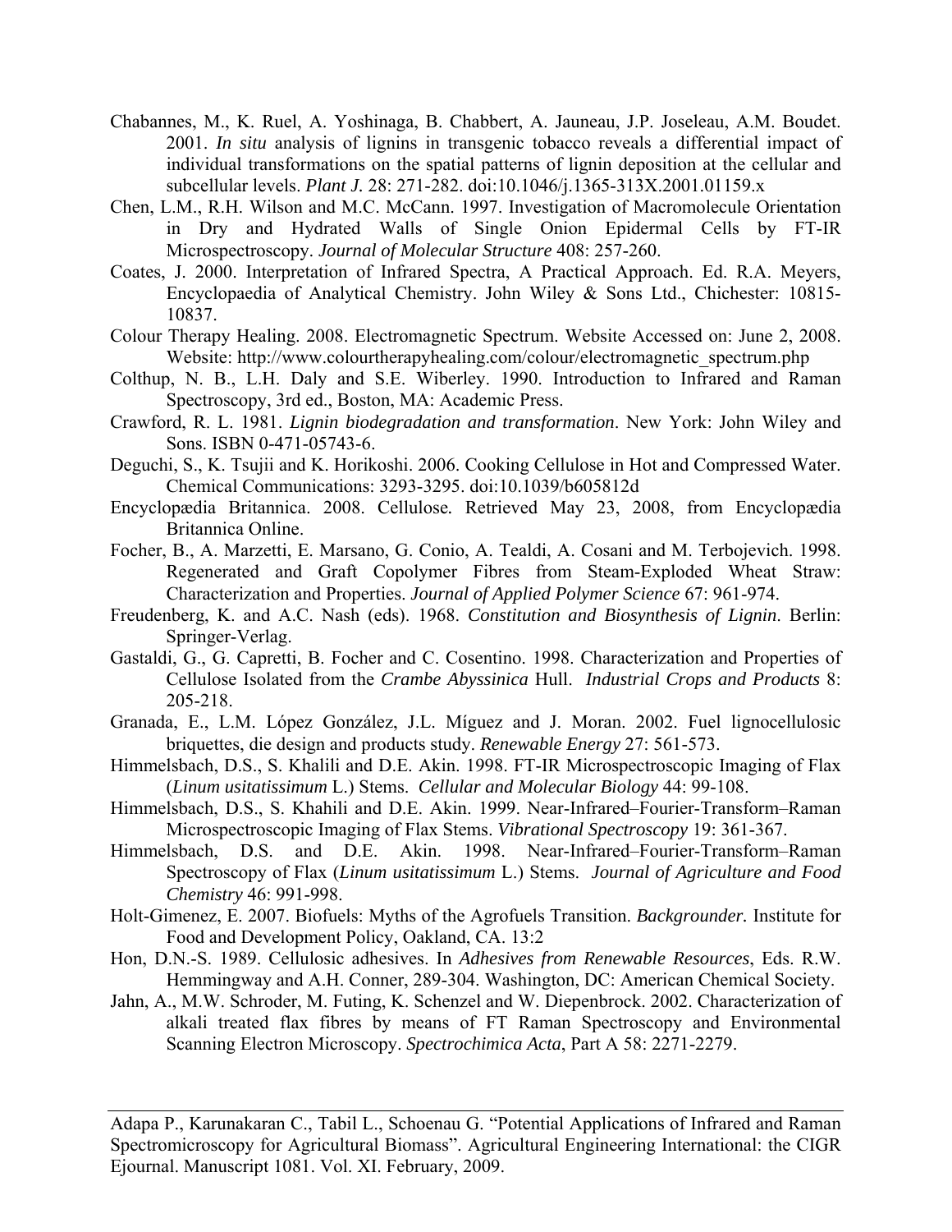Chabannes, M., K. Ruel, A. Yoshinaga, B. Chabbert, A. Jauneau, J.P. Joseleau, A.M. Boudet. 2001. *In situ* analysis of lignins in transgenic tobacco reveals a differential impact of individual transformations on the spatial patterns of lignin deposition at the cellular and subcellular levels. *Plant J.* 28: 271-282. doi:10.1046/j.1365-313X.2001.01159.x

Chen, L.M., R.H. Wilson and M.C. McCann. 1997. Investigation of Macromolecule Orientation in Dry and Hydrated Walls of Single Onion Epidermal Cells by FT-IR Microspectroscopy. *Journal of Molecular Structure* 408: 257-260.

Coates, J. 2000. Interpretation of Infrared Spectra, A Practical Approach. Ed. R.A. Meyers, Encyclopaedia of Analytical Chemistry. John Wiley & Sons Ltd., Chichester: 10815-10837.

Colour Therapy Healing. 2008. Electromagnetic Spectrum. Website Accessed on: June 2, 2008. Website: http://www.colourtherapyhealing.com/colour/electromagnetic_spectrum.php

Colthup, N. B., L.H. Daly and S.E. Wiberley. 1990. Introduction to Infrared and Raman Spectroscopy, 3rd ed., Boston, MA: Academic Press.

Crawford, R. L. 1981. *Lignin biodegradation and transformation*. New York: John Wiley and Sons. ISBN 0-471-05743-6.

Deguchi, S., K. Tsujii and K. Horikoshi. 2006. Cooking Cellulose in Hot and Compressed Water. Chemical Communications: 3293-3295. doi:10.1039/b605812d

Encyclopædia Britannica. 2008. Cellulose*.* Retrieved May 23, 2008, from Encyclopædia Britannica Online.

Focher, B., A. Marzetti, E. Marsano, G. Conio, A. Tealdi, A. Cosani and M. Terbojevich. 1998. Regenerated and Graft Copolymer Fibres from Steam-Exploded Wheat Straw: Characterization and Properties. *Journal of Applied Polymer Science* 67: 961-974.

Freudenberg, K. and A.C. Nash (eds). 1968. *Constitution and Biosynthesis of Lignin*. Berlin: Springer-Verlag.

Gastaldi, G., G. Capretti, B. Focher and C. Cosentino. 1998. Characterization and Properties of Cellulose Isolated from the *Crambe Abyssinica* Hull. *Industrial Crops and Products* 8: 205-218.

Granada, E., L.M. López González, J.L. Míguez and J. Moran. 2002. Fuel lignocellulosic briquettes, die design and products study. *Renewable Energy* 27: 561-573.

Himmelsbach, D.S., S. Khalili and D.E. Akin. 1998. FT-IR Microspectroscopic Imaging of Flax (*Linum usitatissimum* L.) Stems. *Cellular and Molecular Biology* 44: 99-108.

Himmelsbach, D.S., S. Khahili and D.E. Akin. 1999. Near-Infrared–Fourier-Transform–Raman Microspectroscopic Imaging of Flax Stems. *Vibrational Spectroscopy* 19: 361-367.

Himmelsbach, D.S. and D.E. Akin. 1998. Near-Infrared–Fourier-Transform–Raman Spectroscopy of Flax (*Linum usitatissimum* L.) Stems. *Journal of Agriculture and Food Chemistry* 46: 991-998.

Holt-Gimenez, E. 2007. Biofuels: Myths of the Agrofuels Transition. *Backgrounder.* Institute for Food and Development Policy, Oakland, CA. 13:2

Hon, D.N.-S. 1989. Cellulosic adhesives. In *Adhesives from Renewable Resources*, Eds. R.W. Hemmingway and A.H. Conner, 289-304. Washington, DC: American Chemical Society.

Jahn, A., M.W. Schroder, M. Futing, K. Schenzel and W. Diepenbrock. 2002. Characterization of alkali treated flax fibres by means of FT Raman Spectroscopy and Environmental Scanning Electron Microscopy. *Spectrochimica Acta*, Part A 58: 2271-2279.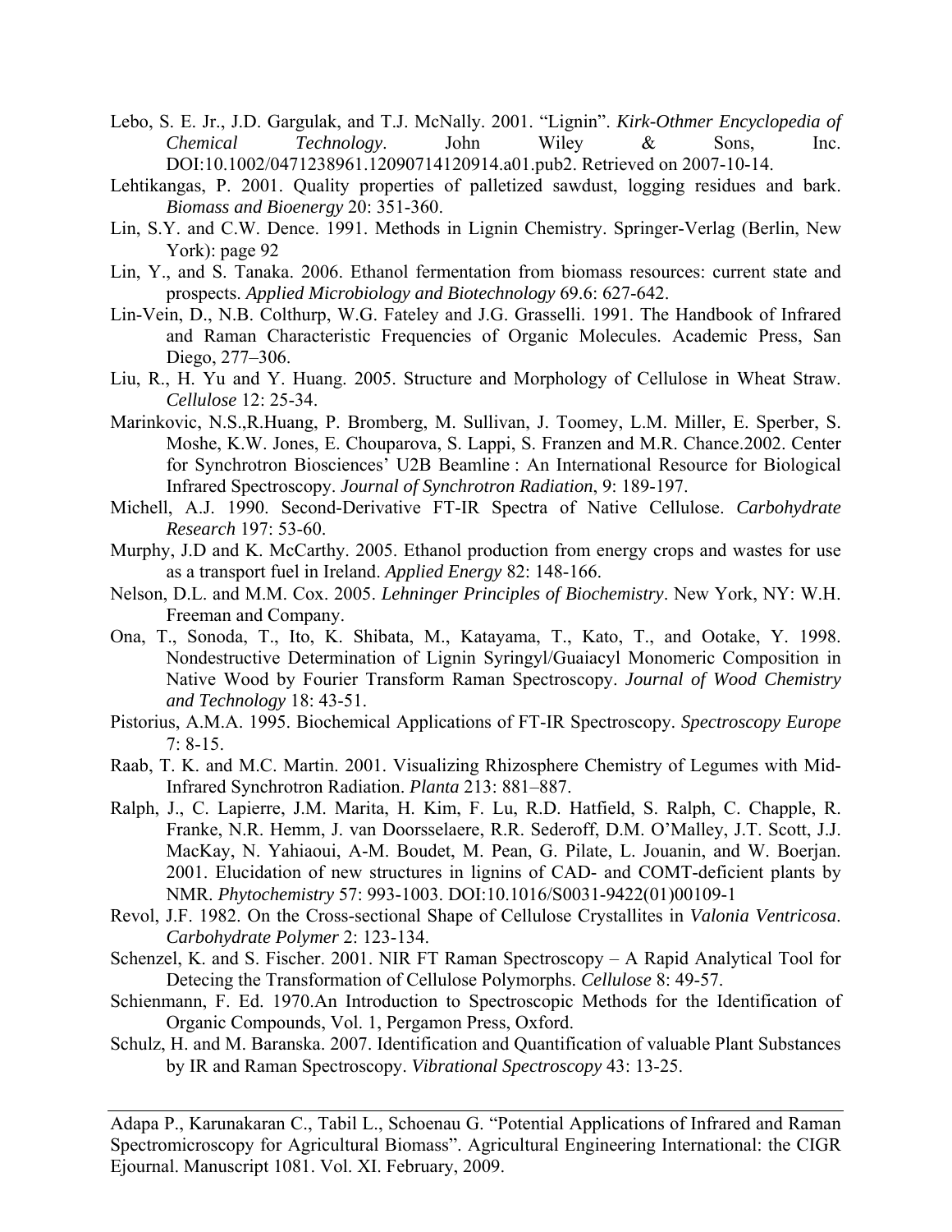Lebo, S. E. Jr., J.D. Gargulak, and T.J. McNally. 2001. "Lignin". *Kirk-Othmer Encyclopedia of Chemical Technology*. John Wiley & Sons, Inc. DOI:10.1002/0471238961.12090714120914.a01.pub2. Retrieved on 2007-10-14.

Lehtikangas, P. 2001. Quality properties of palletized sawdust, logging residues and bark. *Biomass and Bioenergy* 20: 351-360.

Lin, S.Y. and C.W. Dence. 1991. Methods in Lignin Chemistry. Springer-Verlag (Berlin, New York): page 92

Lin, Y., and S. Tanaka. 2006. Ethanol fermentation from biomass resources: current state and prospects. *Applied Microbiology and Biotechnology* 69.6: 627-642.

Lin-Vein, D., N.B. Colthurp, W.G. Fateley and J.G. Grasselli. 1991. The Handbook of Infrared and Raman Characteristic Frequencies of Organic Molecules. Academic Press, San Diego, 277–306.

Liu, R., H. Yu and Y. Huang. 2005. Structure and Morphology of Cellulose in Wheat Straw. *Cellulose* 12: 25-34.

Marinkovic, N.S.,R.Huang, P. Bromberg, M. Sullivan, J. Toomey, L.M. Miller, E. Sperber, S. Moshe, K.W. Jones, E. Chouparova, S. Lappi, S. Franzen and M.R. Chance.2002. Center for Synchrotron Biosciences' U2B Beamline : An International Resource for Biological Infrared Spectroscopy. *Journal of Synchrotron Radiation*, 9: 189-197.

Michell, A.J. 1990. Second-Derivative FT-IR Spectra of Native Cellulose. *Carbohydrate Research* 197: 53-60.

Murphy, J.D and K. McCarthy. 2005. Ethanol production from energy crops and wastes for use as a transport fuel in Ireland. *Applied Energy* 82: 148-166.

Nelson, D.L. and M.M. Cox. 2005. *Lehninger Principles of Biochemistry*. New York, NY: W.H. Freeman and Company.

Ona, T., Sonoda, T., Ito, K. Shibata, M., Katayama, T., Kato, T., and Ootake, Y. 1998. Nondestructive Determination of Lignin Syringyl/Guaiacyl Monomeric Composition in Native Wood by Fourier Transform Raman Spectroscopy. *Journal of Wood Chemistry and Technology* 18: 43-51.

Pistorius, A.M.A. 1995. Biochemical Applications of FT-IR Spectroscopy. *Spectroscopy Europe* 7: 8-15.

Raab, T. K. and M.C. Martin. 2001. Visualizing Rhizosphere Chemistry of Legumes with Mid-Infrared Synchrotron Radiation. *Planta* 213: 881–887.

Ralph, J., C. Lapierre, J.M. Marita, H. Kim, F. Lu, R.D. Hatfield, S. Ralph, C. Chapple, R. Franke, N.R. Hemm, J. van Doorsselaere, R.R. Sederoff, D.M. O'Malley, J.T. Scott, J.J. MacKay, N. Yahiaoui, A-M. Boudet, M. Pean, G. Pilate, L. Jouanin, and W. Boerjan. 2001. Elucidation of new structures in lignins of CAD- and COMT-deficient plants by NMR. *Phytochemistry* 57: 993-1003. DOI:10.1016/S0031-9422(01)00109-1

Revol, J.F. 1982. On the Cross-sectional Shape of Cellulose Crystallites in *Valonia Ventricosa*. *Carbohydrate Polymer* 2: 123-134.

Schenzel, K. and S. Fischer. 2001. NIR FT Raman Spectroscopy – A Rapid Analytical Tool for Detecing the Transformation of Cellulose Polymorphs. *Cellulose* 8: 49-57.

Schienmann, F. Ed. 1970.An Introduction to Spectroscopic Methods for the Identification of Organic Compounds, Vol. 1, Pergamon Press, Oxford.

Schulz, H. and M. Baranska. 2007. Identification and Quantification of valuable Plant Substances by IR and Raman Spectroscopy. *Vibrational Spectroscopy* 43: 13-25.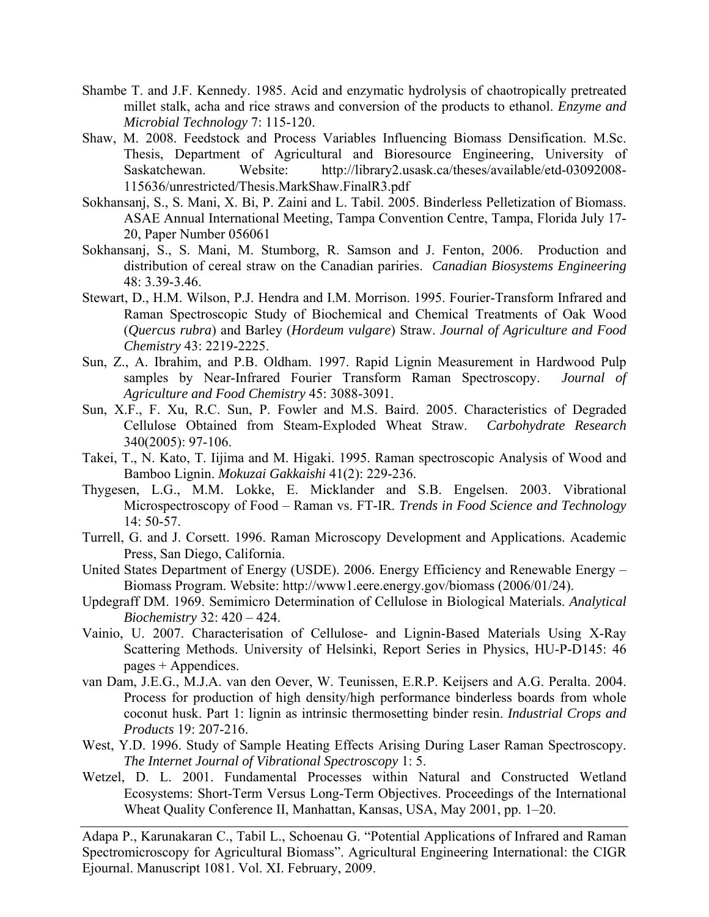Shambe T. and J.F. Kennedy. 1985. Acid and enzymatic hydrolysis of chaotropically pretreated millet stalk, acha and rice straws and conversion of the products to ethanol. *Enzyme and Microbial Technology* 7: 115-120.

Shaw, M. 2008. Feedstock and Process Variables Influencing Biomass Densification. M.Sc. Thesis, Department of Agricultural and Bioresource Engineering, University of Saskatchewan. Website: http://library2.usask.ca/theses/available/etd-03092008-115636/unrestricted/Thesis.MarkShaw.FinalR3.pdf

Sokhansanj, S., S. Mani, X. Bi, P. Zaini and L. Tabil. 2005. Binderless Pelletization of Biomass. ASAE Annual International Meeting, Tampa Convention Centre, Tampa, Florida July 17-20, Paper Number 056061

Sokhansanj, S., S. Mani, M. Stumborg, R. Samson and J. Fenton, 2006. Production and distribution of cereal straw on the Canadian pariries. *Canadian Biosystems Engineering* 48: 3.39-3.46.

Stewart, D., H.M. Wilson, P.J. Hendra and I.M. Morrison. 1995. Fourier-Transform Infrared and Raman Spectroscopic Study of Biochemical and Chemical Treatments of Oak Wood (*Quercus rubra*) and Barley (*Hordeum vulgare*) Straw. *Journal of Agriculture and Food Chemistry* 43: 2219-2225.

Sun, Z., A. Ibrahim, and P.B. Oldham. 1997. Rapid Lignin Measurement in Hardwood Pulp samples by Near-Infrared Fourier Transform Raman Spectroscopy. *Journal of Agriculture and Food Chemistry* 45: 3088-3091.

Sun, X.F., F. Xu, R.C. Sun, P. Fowler and M.S. Baird. 2005. Characteristics of Degraded Cellulose Obtained from Steam-Exploded Wheat Straw. *Carbohydrate Research* 340(2005): 97-106.

Takei, T., N. Kato, T. Iijima and M. Higaki. 1995. Raman spectroscopic Analysis of Wood and Bamboo Lignin. *Mokuzai Gakkaishi* 41(2): 229-236.

Thygesen, L.G., M.M. Lokke, E. Micklander and S.B. Engelsen. 2003. Vibrational Microspectroscopy of Food – Raman vs. FT-IR. *Trends in Food Science and Technology* 14: 50-57.

Turrell, G. and J. Corsett. 1996. Raman Microscopy Development and Applications. Academic Press, San Diego, California.

United States Department of Energy (USDE). 2006. Energy Efficiency and Renewable Energy – Biomass Program. Website: http://www1.eere.energy.gov/biomass (2006/01/24).

Updegraff DM. 1969. Semimicro Determination of Cellulose in Biological Materials. *Analytical Biochemistry* 32: 420 – 424.

Vainio, U. 2007. Characterisation of Cellulose- and Lignin-Based Materials Using X-Ray Scattering Methods. University of Helsinki, Report Series in Physics, HU-P-D145: 46 pages + Appendices.

van Dam, J.E.G., M.J.A. van den Oever, W. Teunissen, E.R.P. Keijsers and A.G. Peralta. 2004. Process for production of high density/high performance binderless boards from whole coconut husk. Part 1: lignin as intrinsic thermosetting binder resin. *Industrial Crops and Products* 19: 207-216.

West, Y.D. 1996. Study of Sample Heating Effects Arising During Laser Raman Spectroscopy. *The Internet Journal of Vibrational Spectroscopy* 1: 5.

Wetzel, D. L. 2001. Fundamental Processes within Natural and Constructed Wetland Ecosystems: Short-Term Versus Long-Term Objectives. Proceedings of the International Wheat Quality Conference II, Manhattan, Kansas, USA, May 2001, pp. 1–20.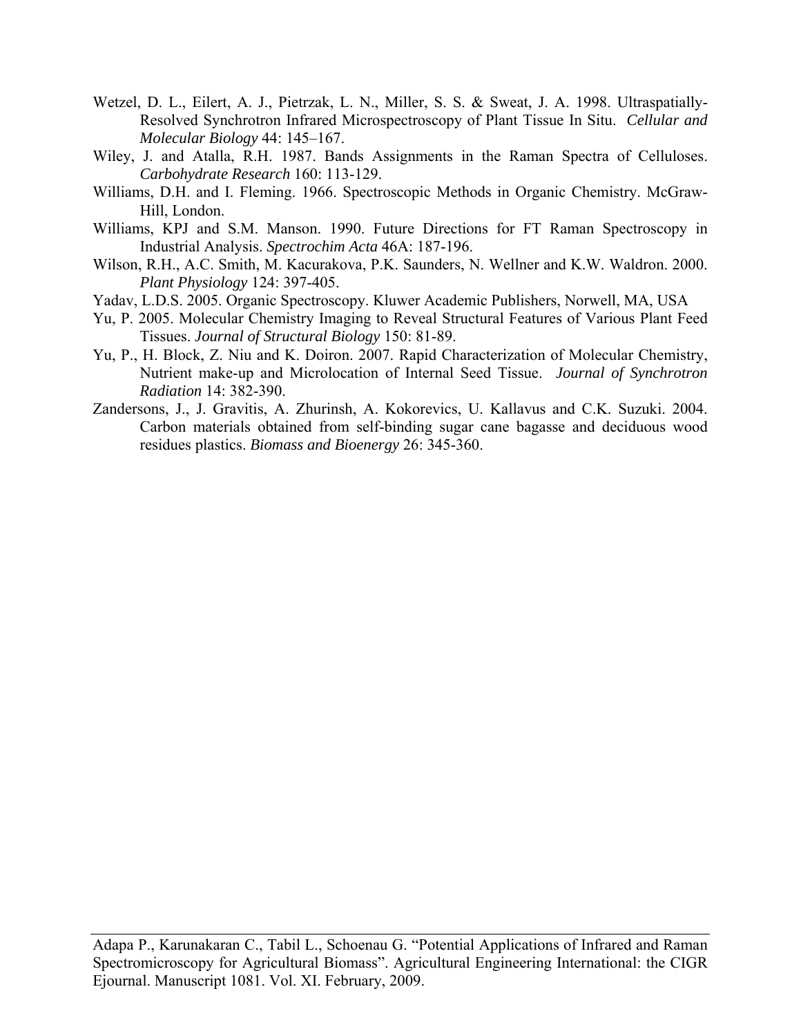Wetzel, D. L., Eilert, A. J., Pietrzak, L. N., Miller, S. S. & Sweat, J. A. 1998. Ultraspatially-Resolved Synchrotron Infrared Microspectroscopy of Plant Tissue In Situ. *Cellular and Molecular Biology* 44: 145–167.

Wiley, J. and Atalla, R.H. 1987. Bands Assignments in the Raman Spectra of Celluloses. *Carbohydrate Research* 160: 113-129.

Williams, D.H. and I. Fleming. 1966. Spectroscopic Methods in Organic Chemistry. McGraw-Hill, London.

Williams, KPJ and S.M. Manson. 1990. Future Directions for FT Raman Spectroscopy in Industrial Analysis. *Spectrochim Acta* 46A: 187-196.

Wilson, R.H., A.C. Smith, M. Kacurakova, P.K. Saunders, N. Wellner and K.W. Waldron. 2000. *Plant Physiology* 124: 397-405.

Yadav, L.D.S. 2005. Organic Spectroscopy. Kluwer Academic Publishers, Norwell, MA, USA

Yu, P. 2005. Molecular Chemistry Imaging to Reveal Structural Features of Various Plant Feed Tissues. *Journal of Structural Biology* 150: 81-89.

Yu, P., H. Block, Z. Niu and K. Doiron. 2007. Rapid Characterization of Molecular Chemistry, Nutrient make-up and Microlocation of Internal Seed Tissue. *Journal of Synchrotron Radiation* 14: 382-390.

Zandersons, J., J. Gravitis, A. Zhurinsh, A. Kokorevics, U. Kallavus and C.K. Suzuki. 2004. Carbon materials obtained from self-binding sugar cane bagasse and deciduous wood residues plastics. *Biomass and Bioenergy* 26: 345-360.